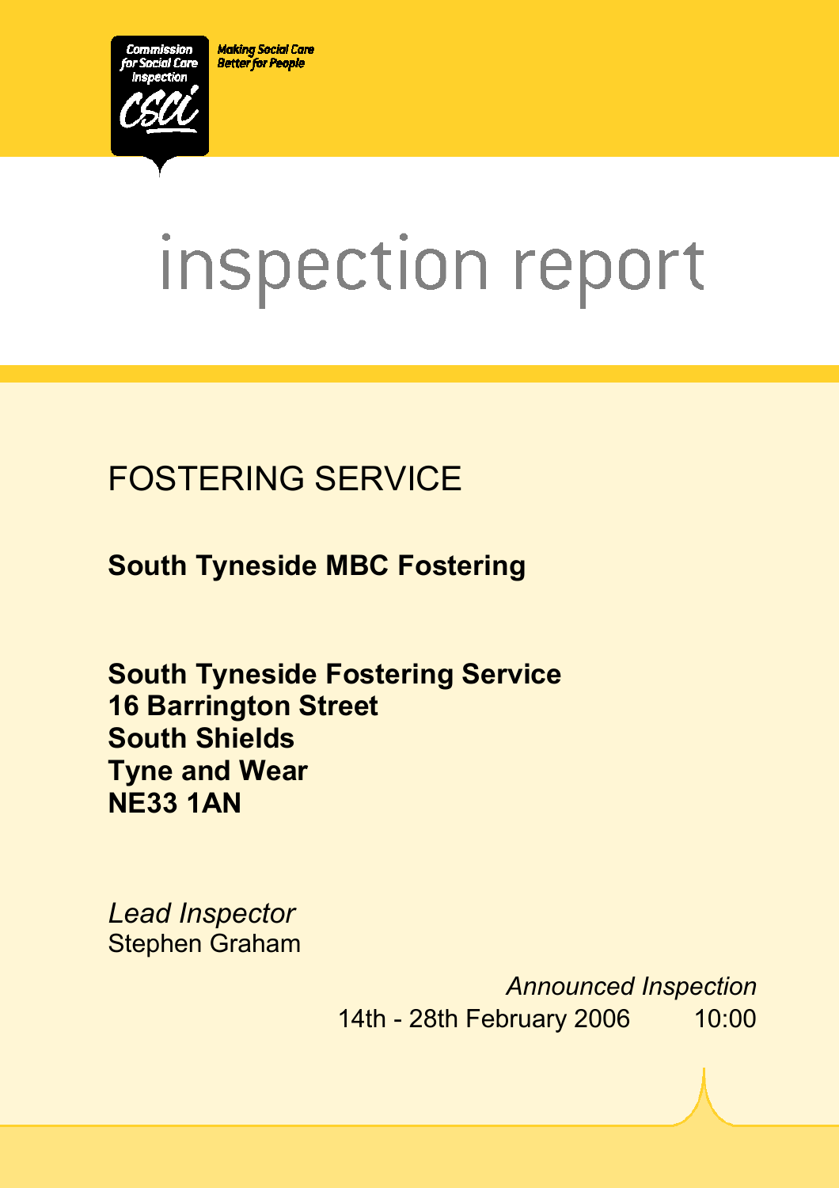Commission for Social Care Inspection

Making Social Care Better for People

# inspection report

## FOSTERING SERVICE

**South Tyneside MBC Fostering**

**South Tyneside Fostering Service**
**16 Barrington Street**
**South Shields**
**Tyne and Wear**
**NE33 1AN**

*Lead Inspector*
Stephen Graham

*Announced Inspection*
14th - 28th February 2006 10:00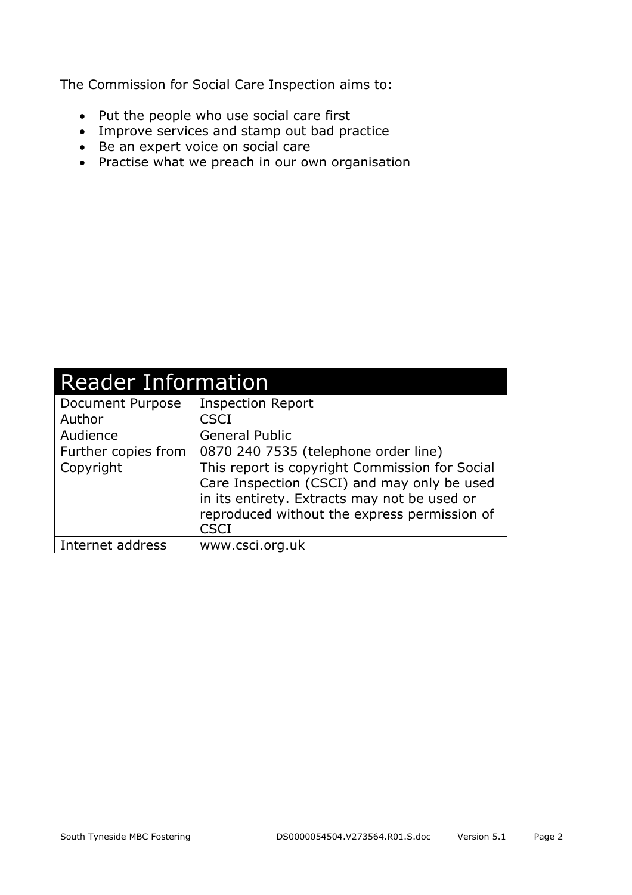The Commission for Social Care Inspection aims to:

- Put the people who use social care first
- Improve services and stamp out bad practice
- Be an expert voice on social care
- Practise what we preach in our own organisation

| Reader Information | |
|---|---|
| Document Purpose | Inspection Report |
| Author | CSCI |
| Audience | General Public |
| Further copies from | 0870 240 7535 (telephone order line) |
| Copyright | This report is copyright Commission for Social Care Inspection (CSCI) and may only be used in its entirety. Extracts may not be used or reproduced without the express permission of CSCI |
| Internet address | www.csci.org.uk |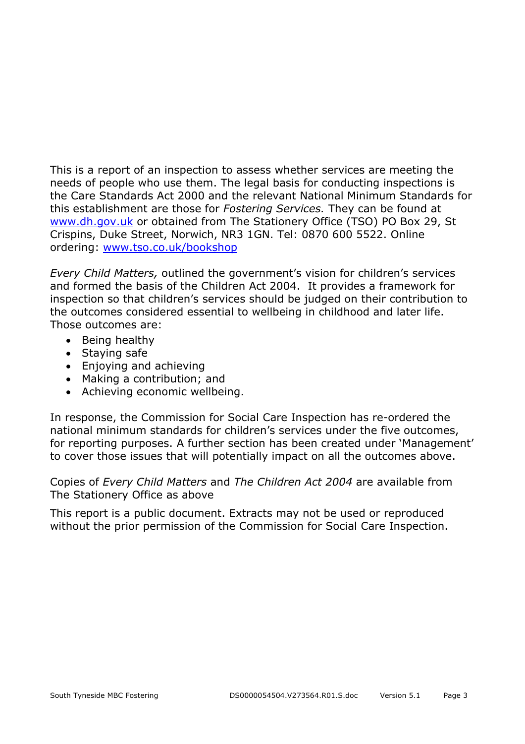This is a report of an inspection to assess whether services are meeting the needs of people who use them. The legal basis for conducting inspections is the Care Standards Act 2000 and the relevant National Minimum Standards for this establishment are those for *Fostering Services.* They can be found at www.dh.gov.uk or obtained from The Stationery Office (TSO) PO Box 29, St Crispins, Duke Street, Norwich, NR3 1GN. Tel: 0870 600 5522. Online ordering: www.tso.co.uk/bookshop

*Every Child Matters,* outlined the government's vision for children's services and formed the basis of the Children Act 2004. It provides a framework for inspection so that children's services should be judged on their contribution to the outcomes considered essential to wellbeing in childhood and later life. Those outcomes are:

- Being healthy
- Staying safe
- Enjoying and achieving
- Making a contribution; and
- Achieving economic wellbeing.

In response, the Commission for Social Care Inspection has re-ordered the national minimum standards for children's services under the five outcomes, for reporting purposes. A further section has been created under 'Management' to cover those issues that will potentially impact on all the outcomes above.

Copies of *Every Child Matters* and *The Children Act 2004* are available from The Stationery Office as above

This report is a public document. Extracts may not be used or reproduced without the prior permission of the Commission for Social Care Inspection.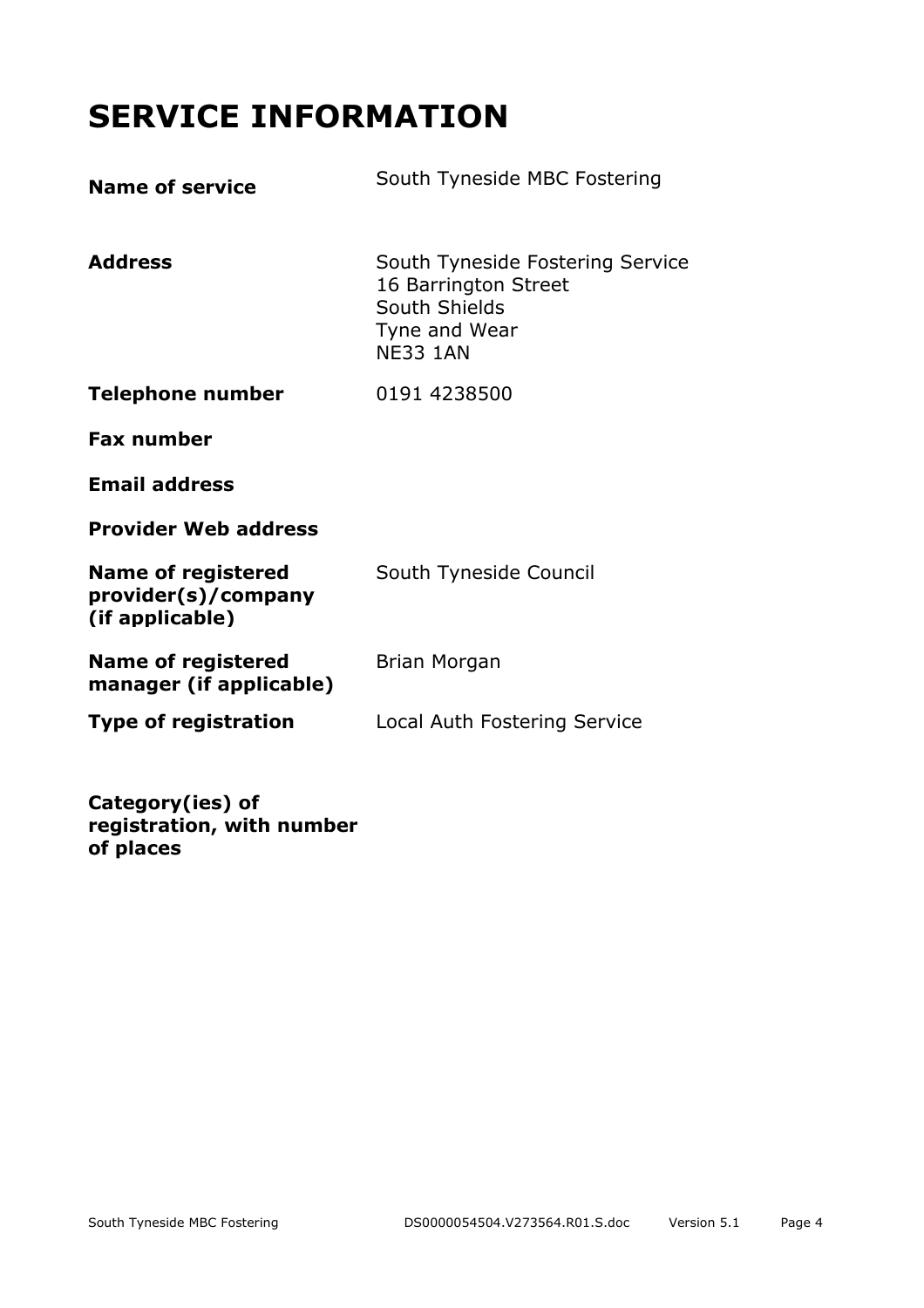# SERVICE INFORMATION

| | |
|---|---|
| **Name of service** | South Tyneside MBC Fostering |
| **Address** | South Tyneside Fostering Service<br>16 Barrington Street<br>South Shields<br>Tyne and Wear<br>NE33 1AN |
| **Telephone number** | 0191 4238500 |
| **Fax number** | |
| **Email address** | |
| **Provider Web address** | |
| **Name of registered provider(s)/company (if applicable)** | South Tyneside Council |
| **Name of registered manager (if applicable)** | Brian Morgan |
| **Type of registration** | Local Auth Fostering Service |
| **Category(ies) of registration, with number of places** | |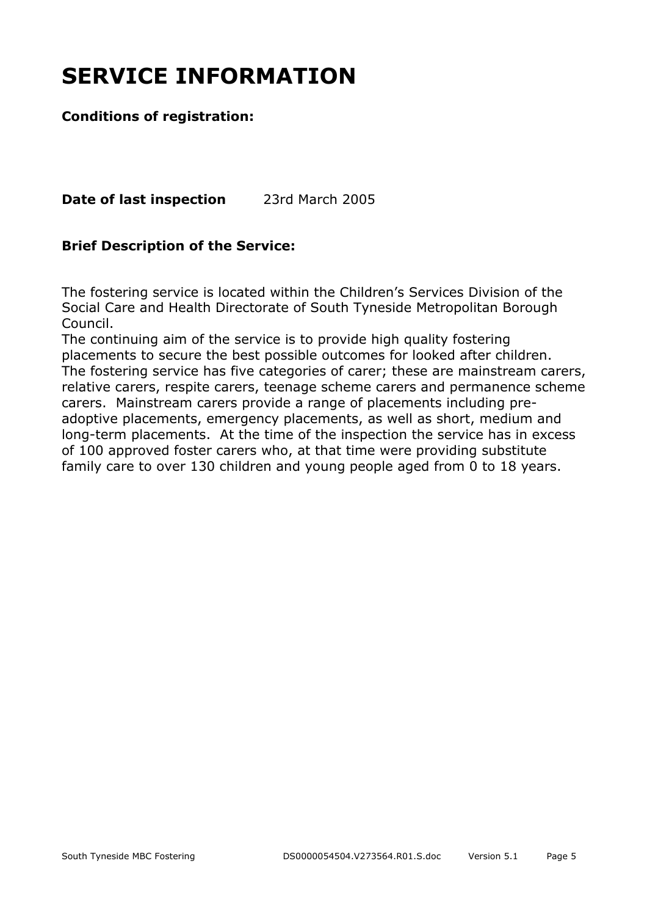# SERVICE INFORMATION

**Conditions of registration:**

**Date of last inspection** 23rd March 2005

**Brief Description of the Service:**

The fostering service is located within the Children's Services Division of the Social Care and Health Directorate of South Tyneside Metropolitan Borough Council.
The continuing aim of the service is to provide high quality fostering placements to secure the best possible outcomes for looked after children.
The fostering service has five categories of carer; these are mainstream carers, relative carers, respite carers, teenage scheme carers and permanence scheme carers. Mainstream carers provide a range of placements including pre-adoptive placements, emergency placements, as well as short, medium and long-term placements. At the time of the inspection the service has in excess of 100 approved foster carers who, at that time were providing substitute family care to over 130 children and young people aged from 0 to 18 years.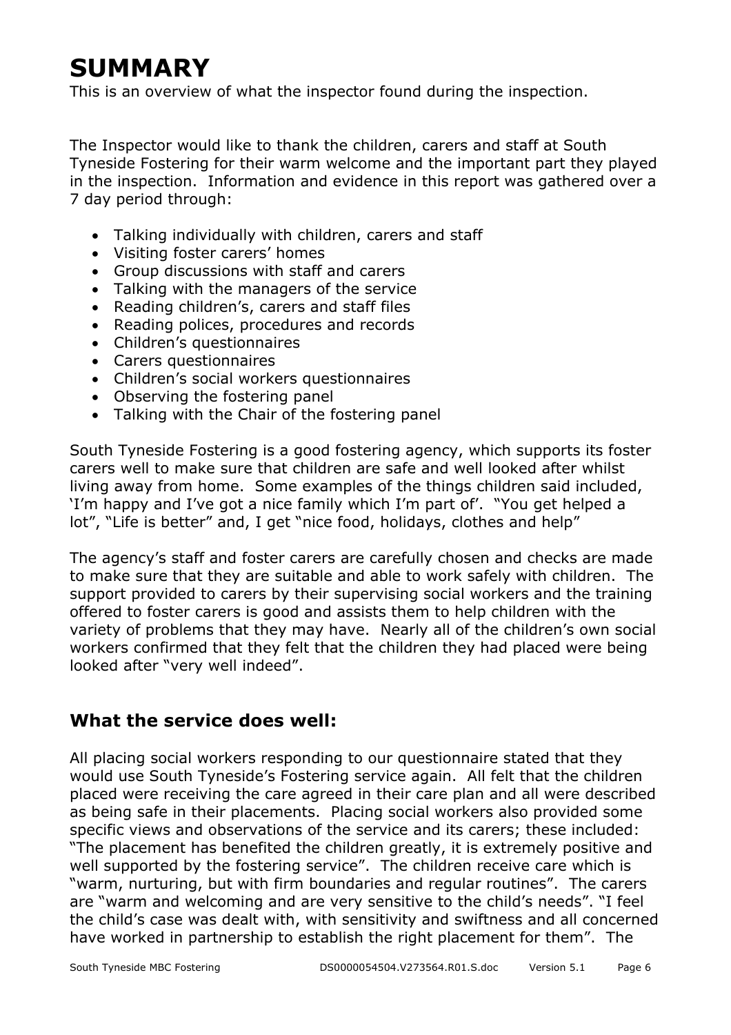# SUMMARY

This is an overview of what the inspector found during the inspection.

The Inspector would like to thank the children, carers and staff at South Tyneside Fostering for their warm welcome and the important part they played in the inspection. Information and evidence in this report was gathered over a 7 day period through:

- Talking individually with children, carers and staff
- Visiting foster carers' homes
- Group discussions with staff and carers
- Talking with the managers of the service
- Reading children's, carers and staff files
- Reading polices, procedures and records
- Children's questionnaires
- Carers questionnaires
- Children's social workers questionnaires
- Observing the fostering panel
- Talking with the Chair of the fostering panel

South Tyneside Fostering is a good fostering agency, which supports its foster carers well to make sure that children are safe and well looked after whilst living away from home. Some examples of the things children said included, 'I'm happy and I've got a nice family which I'm part of'. "You get helped a lot", "Life is better" and, I get "nice food, holidays, clothes and help"

The agency's staff and foster carers are carefully chosen and checks are made to make sure that they are suitable and able to work safely with children. The support provided to carers by their supervising social workers and the training offered to foster carers is good and assists them to help children with the variety of problems that they may have. Nearly all of the children's own social workers confirmed that they felt that the children they had placed were being looked after "very well indeed".

## What the service does well:

All placing social workers responding to our questionnaire stated that they would use South Tyneside's Fostering service again. All felt that the children placed were receiving the care agreed in their care plan and all were described as being safe in their placements. Placing social workers also provided some specific views and observations of the service and its carers; these included: "The placement has benefited the children greatly, it is extremely positive and well supported by the fostering service". The children receive care which is "warm, nurturing, but with firm boundaries and regular routines". The carers are "warm and welcoming and are very sensitive to the child's needs". "I feel the child's case was dealt with, with sensitivity and swiftness and all concerned have worked in partnership to establish the right placement for them". The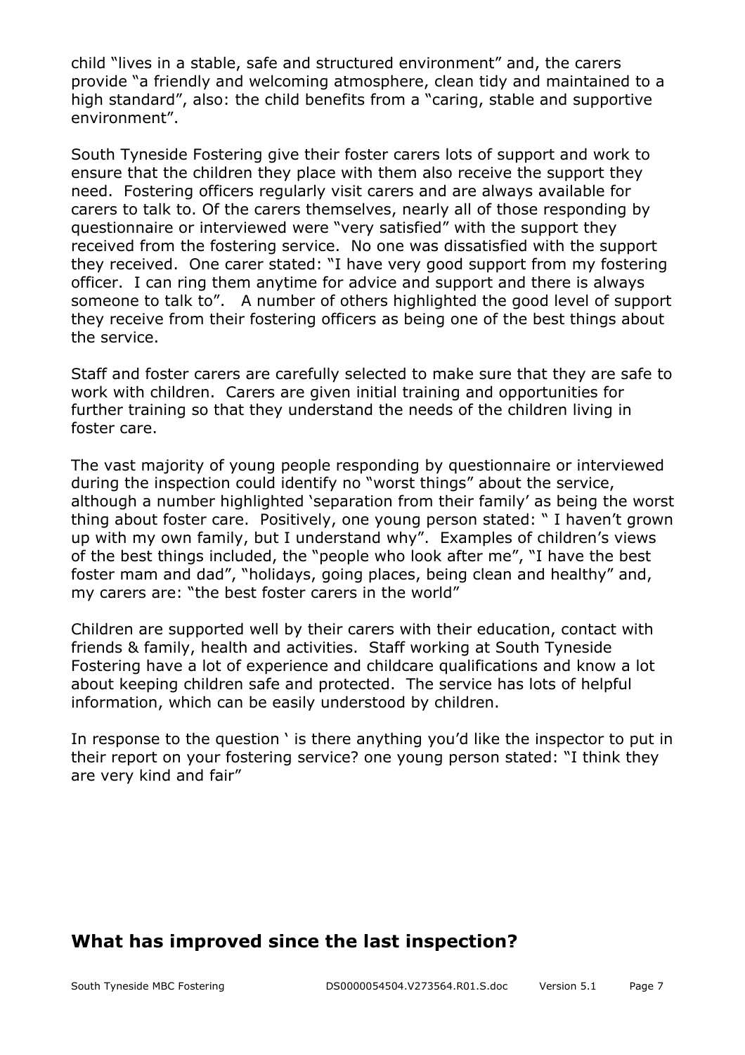child "lives in a stable, safe and structured environment" and, the carers provide "a friendly and welcoming atmosphere, clean tidy and maintained to a high standard", also: the child benefits from a "caring, stable and supportive environment".

South Tyneside Fostering give their foster carers lots of support and work to ensure that the children they place with them also receive the support they need. Fostering officers regularly visit carers and are always available for carers to talk to. Of the carers themselves, nearly all of those responding by questionnaire or interviewed were "very satisfied" with the support they received from the fostering service. No one was dissatisfied with the support they received. One carer stated: "I have very good support from my fostering officer. I can ring them anytime for advice and support and there is always someone to talk to". A number of others highlighted the good level of support they receive from their fostering officers as being one of the best things about the service.

Staff and foster carers are carefully selected to make sure that they are safe to work with children. Carers are given initial training and opportunities for further training so that they understand the needs of the children living in foster care.

The vast majority of young people responding by questionnaire or interviewed during the inspection could identify no "worst things" about the service, although a number highlighted 'separation from their family' as being the worst thing about foster care. Positively, one young person stated: " I haven't grown up with my own family, but I understand why". Examples of children's views of the best things included, the "people who look after me", "I have the best foster mam and dad", "holidays, going places, being clean and healthy" and, my carers are: "the best foster carers in the world"

Children are supported well by their carers with their education, contact with friends & family, health and activities. Staff working at South Tyneside Fostering have a lot of experience and childcare qualifications and know a lot about keeping children safe and protected. The service has lots of helpful information, which can be easily understood by children.

In response to the question ' is there anything you'd like the inspector to put in their report on your fostering service? one young person stated: "I think they are very kind and fair"

## What has improved since the last inspection?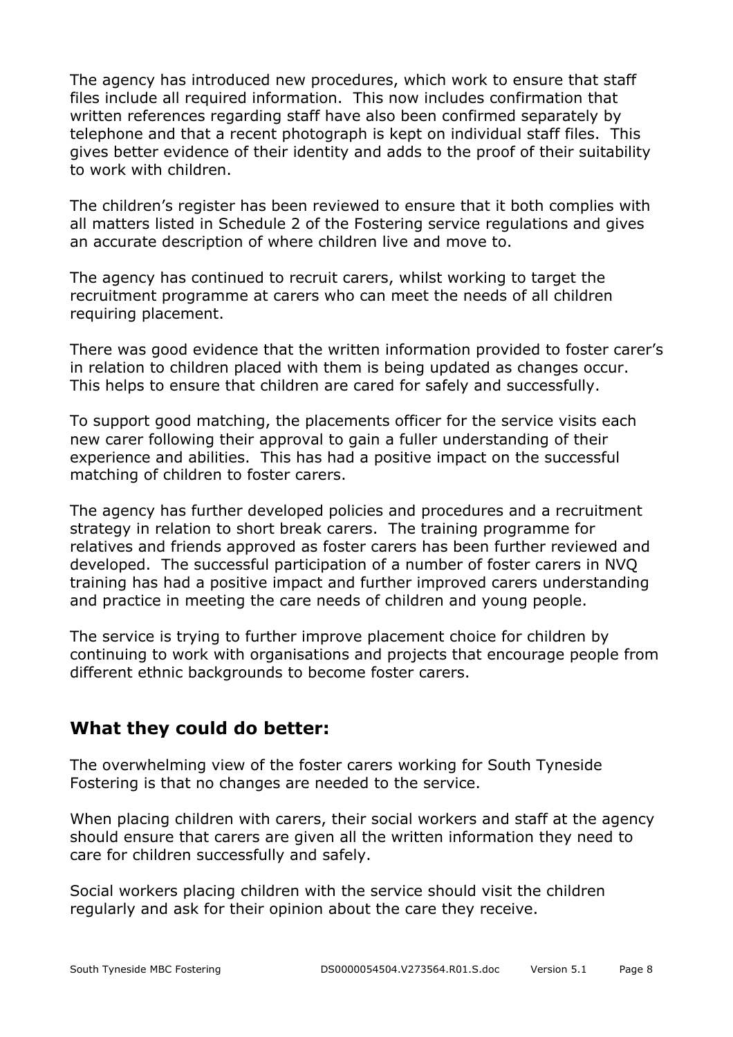The agency has introduced new procedures, which work to ensure that staff files include all required information. This now includes confirmation that written references regarding staff have also been confirmed separately by telephone and that a recent photograph is kept on individual staff files. This gives better evidence of their identity and adds to the proof of their suitability to work with children.

The children's register has been reviewed to ensure that it both complies with all matters listed in Schedule 2 of the Fostering service regulations and gives an accurate description of where children live and move to.

The agency has continued to recruit carers, whilst working to target the recruitment programme at carers who can meet the needs of all children requiring placement.

There was good evidence that the written information provided to foster carer's in relation to children placed with them is being updated as changes occur. This helps to ensure that children are cared for safely and successfully.

To support good matching, the placements officer for the service visits each new carer following their approval to gain a fuller understanding of their experience and abilities. This has had a positive impact on the successful matching of children to foster carers.

The agency has further developed policies and procedures and a recruitment strategy in relation to short break carers. The training programme for relatives and friends approved as foster carers has been further reviewed and developed. The successful participation of a number of foster carers in NVQ training has had a positive impact and further improved carers understanding and practice in meeting the care needs of children and young people.

The service is trying to further improve placement choice for children by continuing to work with organisations and projects that encourage people from different ethnic backgrounds to become foster carers.

## What they could do better:

The overwhelming view of the foster carers working for South Tyneside Fostering is that no changes are needed to the service.

When placing children with carers, their social workers and staff at the agency should ensure that carers are given all the written information they need to care for children successfully and safely.

Social workers placing children with the service should visit the children regularly and ask for their opinion about the care they receive.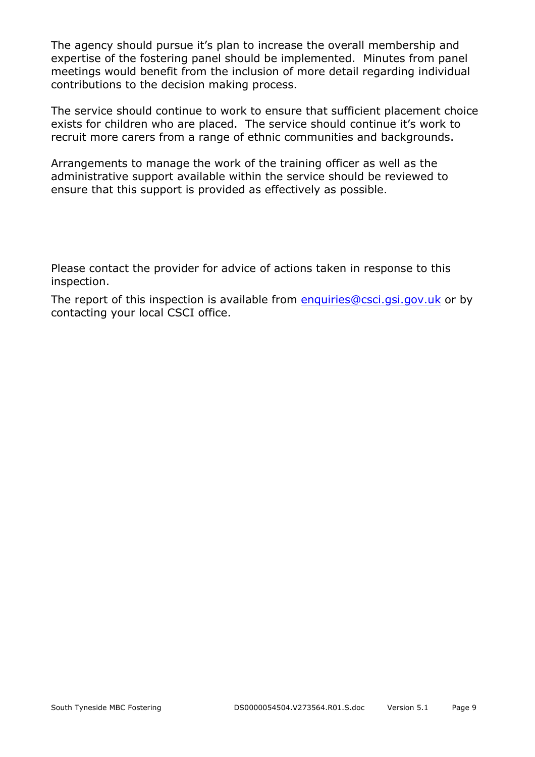The agency should pursue it's plan to increase the overall membership and expertise of the fostering panel should be implemented. Minutes from panel meetings would benefit from the inclusion of more detail regarding individual contributions to the decision making process.

The service should continue to work to ensure that sufficient placement choice exists for children who are placed. The service should continue it's work to recruit more carers from a range of ethnic communities and backgrounds.

Arrangements to manage the work of the training officer as well as the administrative support available within the service should be reviewed to ensure that this support is provided as effectively as possible.

Please contact the provider for advice of actions taken in response to this inspection.

The report of this inspection is available from enquiries@csci.gsi.gov.uk or by contacting your local CSCI office.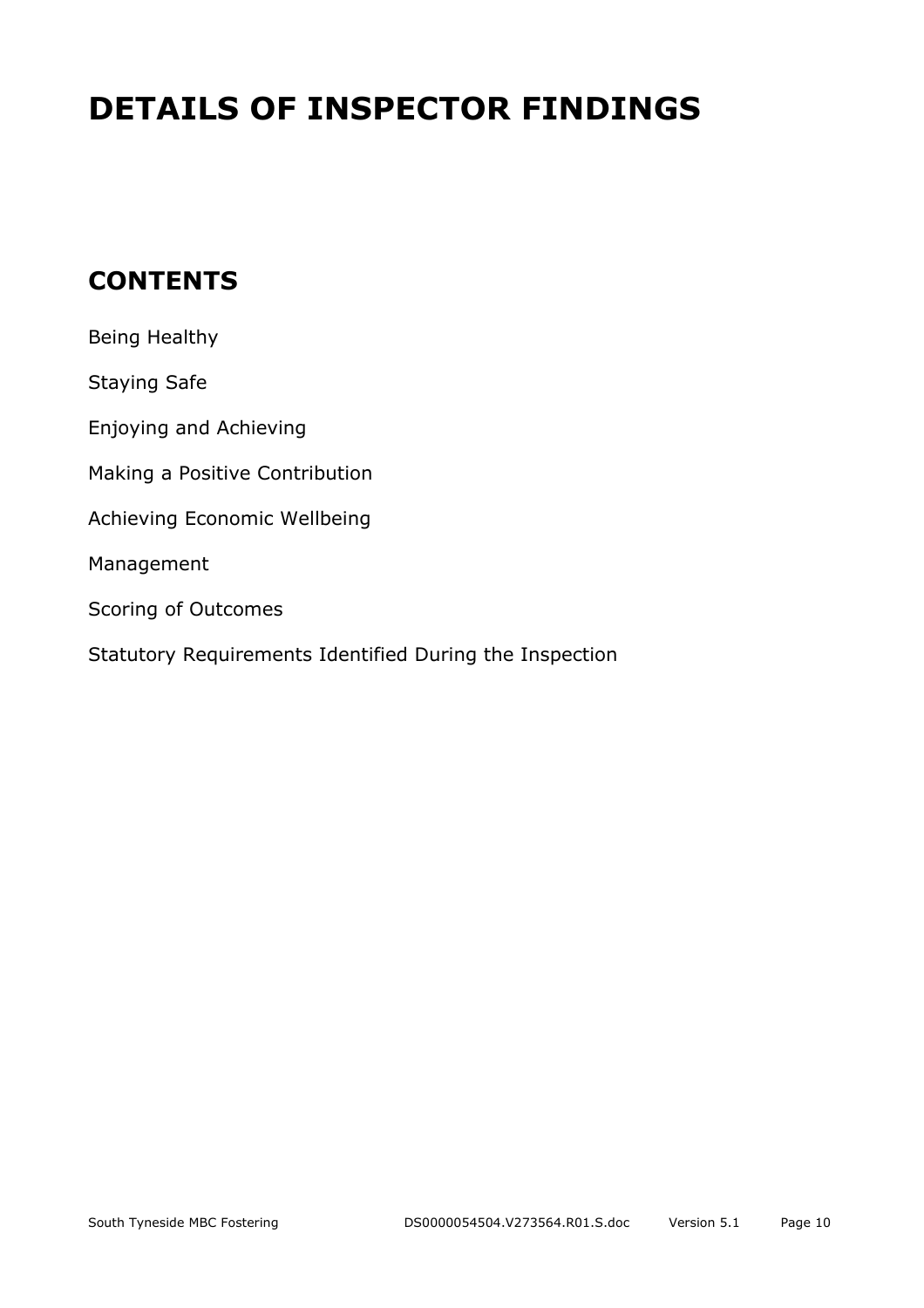# DETAILS OF INSPECTOR FINDINGS

## CONTENTS

Being Healthy

Staying Safe

Enjoying and Achieving

Making a Positive Contribution

Achieving Economic Wellbeing

Management

Scoring of Outcomes

Statutory Requirements Identified During the Inspection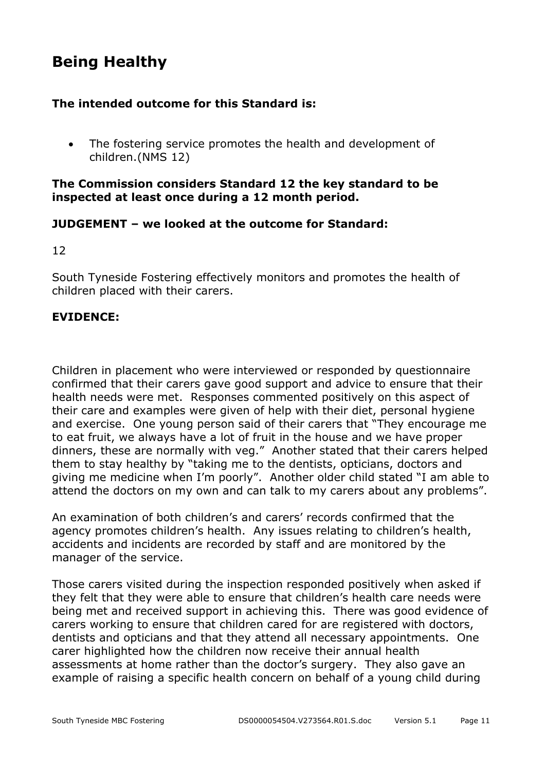## Being Healthy

**The intended outcome for this Standard is:**

- The fostering service promotes the health and development of children.(NMS 12)

**The Commission considers Standard 12 the key standard to be inspected at least once during a 12 month period.**

**JUDGEMENT – we looked at the outcome for Standard:**

12

South Tyneside Fostering effectively monitors and promotes the health of children placed with their carers.

**EVIDENCE:**

Children in placement who were interviewed or responded by questionnaire confirmed that their carers gave good support and advice to ensure that their health needs were met. Responses commented positively on this aspect of their care and examples were given of help with their diet, personal hygiene and exercise. One young person said of their carers that "They encourage me to eat fruit, we always have a lot of fruit in the house and we have proper dinners, these are normally with veg." Another stated that their carers helped them to stay healthy by "taking me to the dentists, opticians, doctors and giving me medicine when I'm poorly". Another older child stated "I am able to attend the doctors on my own and can talk to my carers about any problems".

An examination of both children's and carers' records confirmed that the agency promotes children's health. Any issues relating to children's health, accidents and incidents are recorded by staff and are monitored by the manager of the service.

Those carers visited during the inspection responded positively when asked if they felt that they were able to ensure that children's health care needs were being met and received support in achieving this. There was good evidence of carers working to ensure that children cared for are registered with doctors, dentists and opticians and that they attend all necessary appointments. One carer highlighted how the children now receive their annual health assessments at home rather than the doctor's surgery. They also gave an example of raising a specific health concern on behalf of a young child during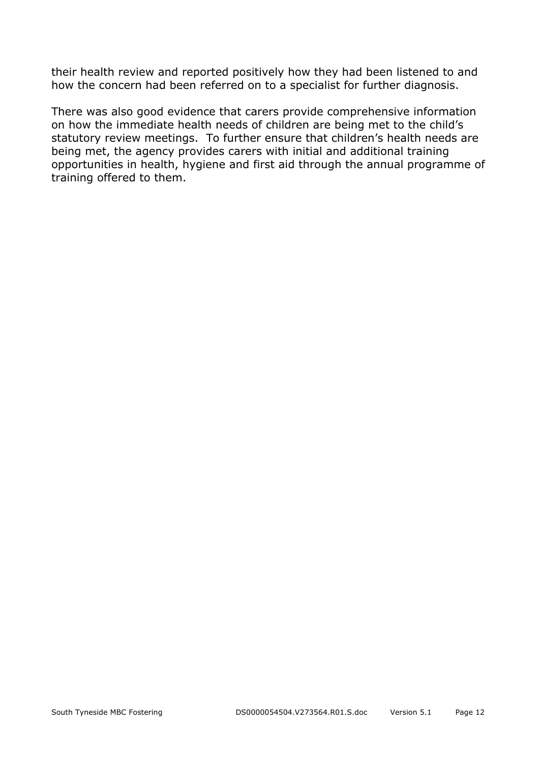their health review and reported positively how they had been listened to and how the concern had been referred on to a specialist for further diagnosis.

There was also good evidence that carers provide comprehensive information on how the immediate health needs of children are being met to the child's statutory review meetings. To further ensure that children's health needs are being met, the agency provides carers with initial and additional training opportunities in health, hygiene and first aid through the annual programme of training offered to them.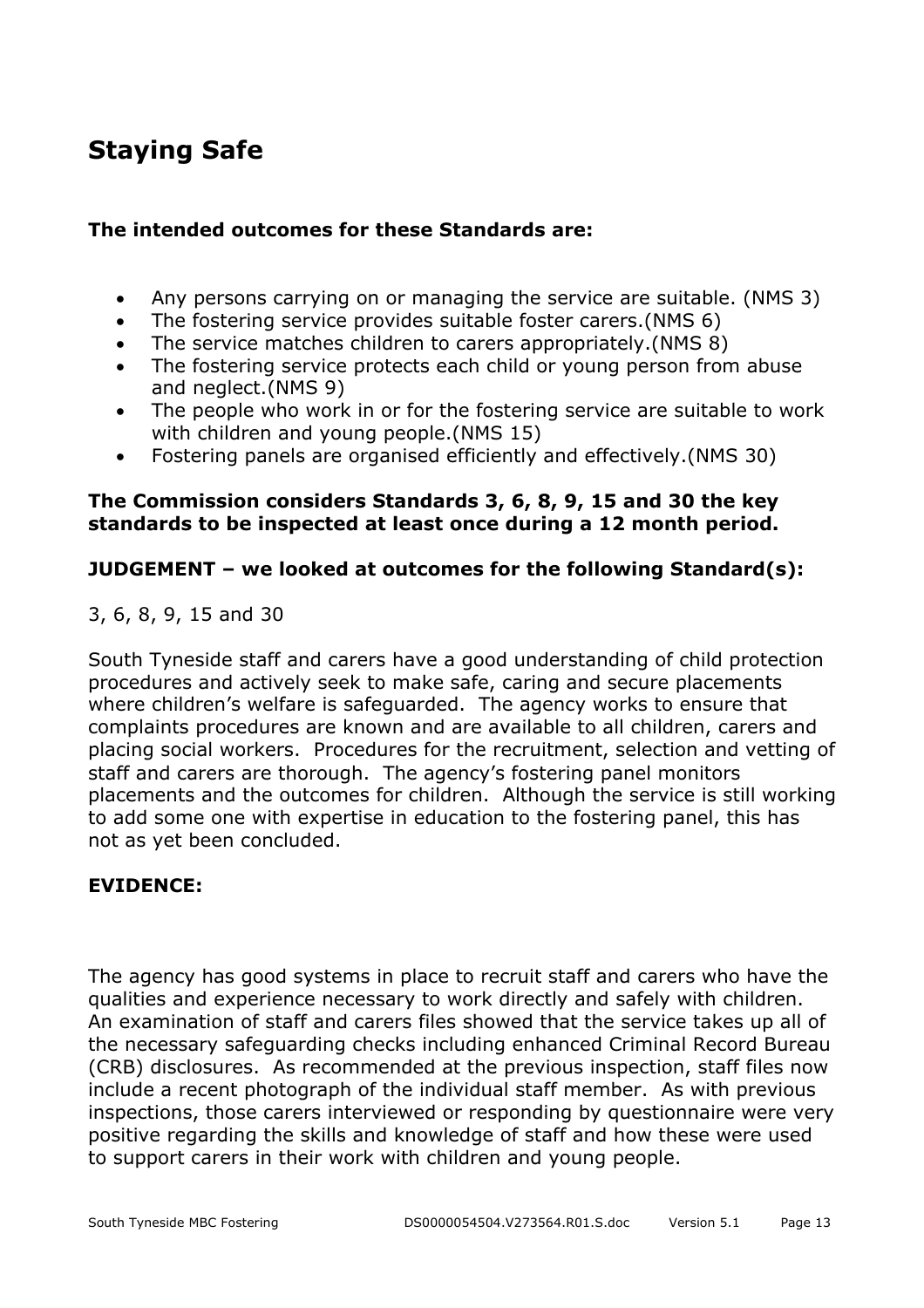# Staying Safe

**The intended outcomes for these Standards are:**

- Any persons carrying on or managing the service are suitable. (NMS 3)
- The fostering service provides suitable foster carers.(NMS 6)
- The service matches children to carers appropriately.(NMS 8)
- The fostering service protects each child or young person from abuse and neglect.(NMS 9)
- The people who work in or for the fostering service are suitable to work with children and young people.(NMS 15)
- Fostering panels are organised efficiently and effectively.(NMS 30)

**The Commission considers Standards 3, 6, 8, 9, 15 and 30 the key standards to be inspected at least once during a 12 month period.**

**JUDGEMENT – we looked at outcomes for the following Standard(s):**

3, 6, 8, 9, 15 and 30

South Tyneside staff and carers have a good understanding of child protection procedures and actively seek to make safe, caring and secure placements where children's welfare is safeguarded. The agency works to ensure that complaints procedures are known and are available to all children, carers and placing social workers. Procedures for the recruitment, selection and vetting of staff and carers are thorough. The agency's fostering panel monitors placements and the outcomes for children. Although the service is still working to add some one with expertise in education to the fostering panel, this has not as yet been concluded.

**EVIDENCE:**

The agency has good systems in place to recruit staff and carers who have the qualities and experience necessary to work directly and safely with children. An examination of staff and carers files showed that the service takes up all of the necessary safeguarding checks including enhanced Criminal Record Bureau (CRB) disclosures. As recommended at the previous inspection, staff files now include a recent photograph of the individual staff member. As with previous inspections, those carers interviewed or responding by questionnaire were very positive regarding the skills and knowledge of staff and how these were used to support carers in their work with children and young people.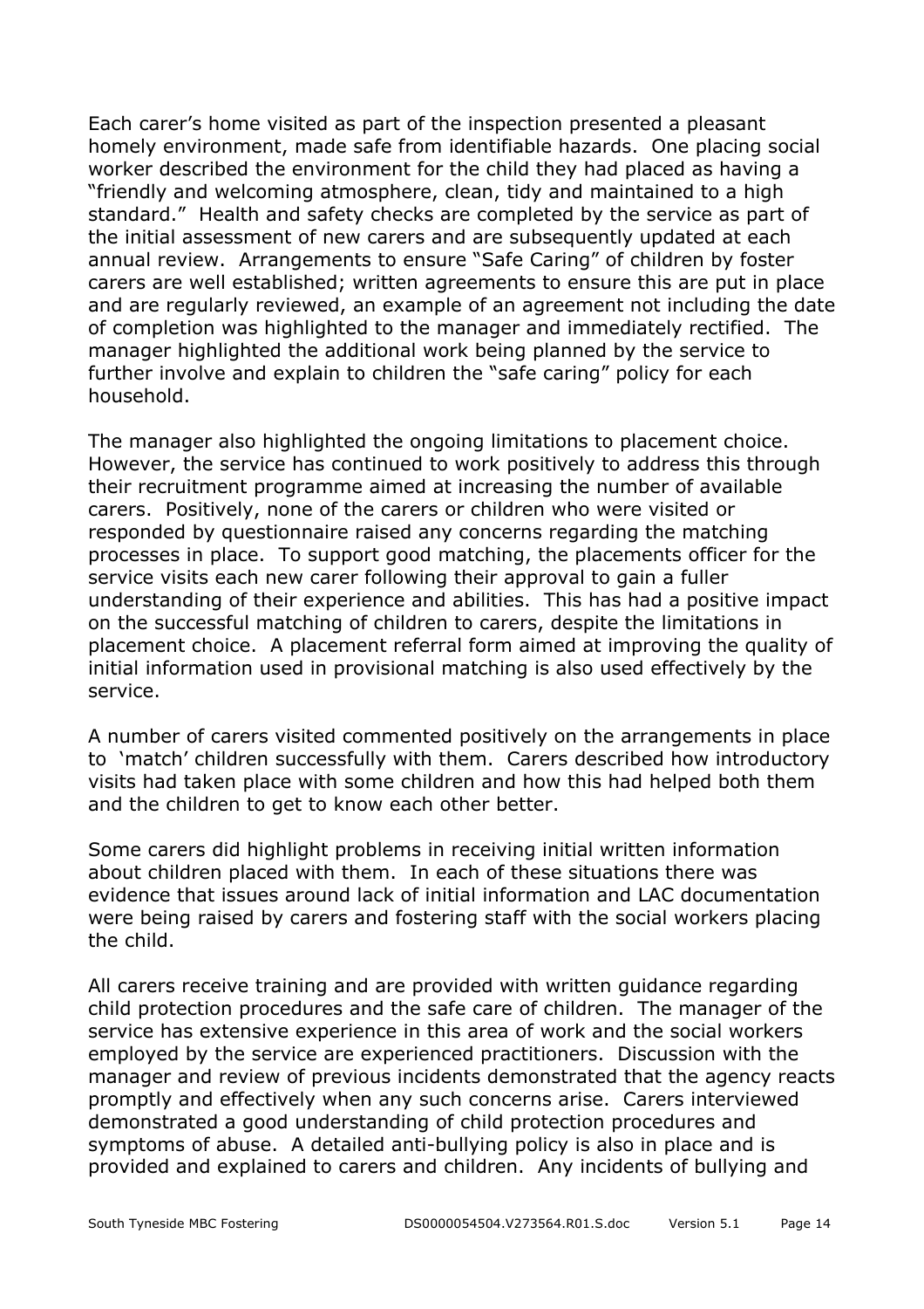Each carer's home visited as part of the inspection presented a pleasant homely environment, made safe from identifiable hazards. One placing social worker described the environment for the child they had placed as having a "friendly and welcoming atmosphere, clean, tidy and maintained to a high standard." Health and safety checks are completed by the service as part of the initial assessment of new carers and are subsequently updated at each annual review. Arrangements to ensure "Safe Caring" of children by foster carers are well established; written agreements to ensure this are put in place and are regularly reviewed, an example of an agreement not including the date of completion was highlighted to the manager and immediately rectified. The manager highlighted the additional work being planned by the service to further involve and explain to children the "safe caring" policy for each household.

The manager also highlighted the ongoing limitations to placement choice. However, the service has continued to work positively to address this through their recruitment programme aimed at increasing the number of available carers. Positively, none of the carers or children who were visited or responded by questionnaire raised any concerns regarding the matching processes in place. To support good matching, the placements officer for the service visits each new carer following their approval to gain a fuller understanding of their experience and abilities. This has had a positive impact on the successful matching of children to carers, despite the limitations in placement choice. A placement referral form aimed at improving the quality of initial information used in provisional matching is also used effectively by the service.

A number of carers visited commented positively on the arrangements in place to 'match' children successfully with them. Carers described how introductory visits had taken place with some children and how this had helped both them and the children to get to know each other better.

Some carers did highlight problems in receiving initial written information about children placed with them. In each of these situations there was evidence that issues around lack of initial information and LAC documentation were being raised by carers and fostering staff with the social workers placing the child.

All carers receive training and are provided with written guidance regarding child protection procedures and the safe care of children. The manager of the service has extensive experience in this area of work and the social workers employed by the service are experienced practitioners. Discussion with the manager and review of previous incidents demonstrated that the agency reacts promptly and effectively when any such concerns arise. Carers interviewed demonstrated a good understanding of child protection procedures and symptoms of abuse. A detailed anti-bullying policy is also in place and is provided and explained to carers and children. Any incidents of bullying and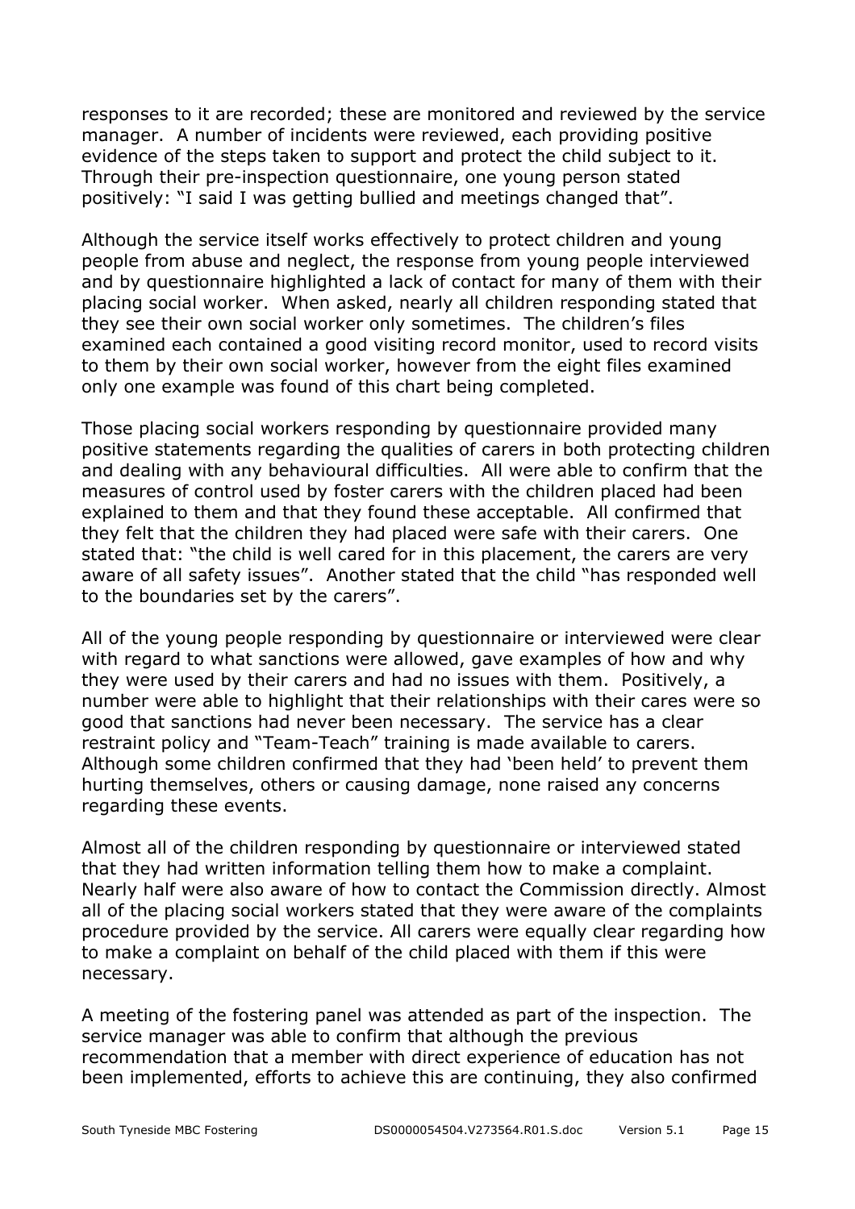responses to it are recorded; these are monitored and reviewed by the service manager. A number of incidents were reviewed, each providing positive evidence of the steps taken to support and protect the child subject to it. Through their pre-inspection questionnaire, one young person stated positively: "I said I was getting bullied and meetings changed that".

Although the service itself works effectively to protect children and young people from abuse and neglect, the response from young people interviewed and by questionnaire highlighted a lack of contact for many of them with their placing social worker. When asked, nearly all children responding stated that they see their own social worker only sometimes. The children's files examined each contained a good visiting record monitor, used to record visits to them by their own social worker, however from the eight files examined only one example was found of this chart being completed.

Those placing social workers responding by questionnaire provided many positive statements regarding the qualities of carers in both protecting children and dealing with any behavioural difficulties. All were able to confirm that the measures of control used by foster carers with the children placed had been explained to them and that they found these acceptable. All confirmed that they felt that the children they had placed were safe with their carers. One stated that: "the child is well cared for in this placement, the carers are very aware of all safety issues". Another stated that the child "has responded well to the boundaries set by the carers".

All of the young people responding by questionnaire or interviewed were clear with regard to what sanctions were allowed, gave examples of how and why they were used by their carers and had no issues with them. Positively, a number were able to highlight that their relationships with their cares were so good that sanctions had never been necessary. The service has a clear restraint policy and "Team-Teach" training is made available to carers. Although some children confirmed that they had 'been held' to prevent them hurting themselves, others or causing damage, none raised any concerns regarding these events.

Almost all of the children responding by questionnaire or interviewed stated that they had written information telling them how to make a complaint. Nearly half were also aware of how to contact the Commission directly. Almost all of the placing social workers stated that they were aware of the complaints procedure provided by the service. All carers were equally clear regarding how to make a complaint on behalf of the child placed with them if this were necessary.

A meeting of the fostering panel was attended as part of the inspection. The service manager was able to confirm that although the previous recommendation that a member with direct experience of education has not been implemented, efforts to achieve this are continuing, they also confirmed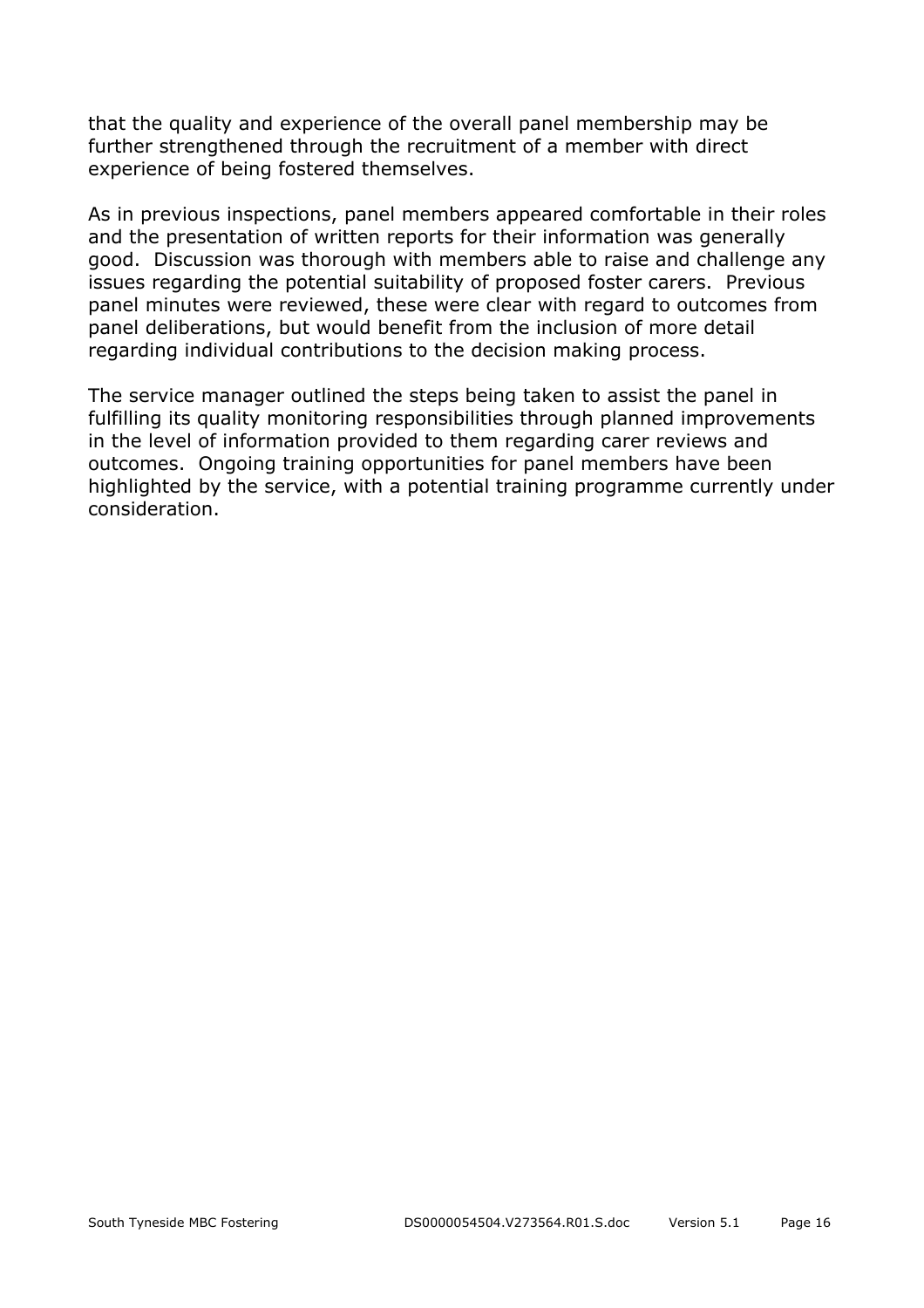that the quality and experience of the overall panel membership may be further strengthened through the recruitment of a member with direct experience of being fostered themselves.

As in previous inspections, panel members appeared comfortable in their roles and the presentation of written reports for their information was generally good. Discussion was thorough with members able to raise and challenge any issues regarding the potential suitability of proposed foster carers. Previous panel minutes were reviewed, these were clear with regard to outcomes from panel deliberations, but would benefit from the inclusion of more detail regarding individual contributions to the decision making process.

The service manager outlined the steps being taken to assist the panel in fulfilling its quality monitoring responsibilities through planned improvements in the level of information provided to them regarding carer reviews and outcomes. Ongoing training opportunities for panel members have been highlighted by the service, with a potential training programme currently under consideration.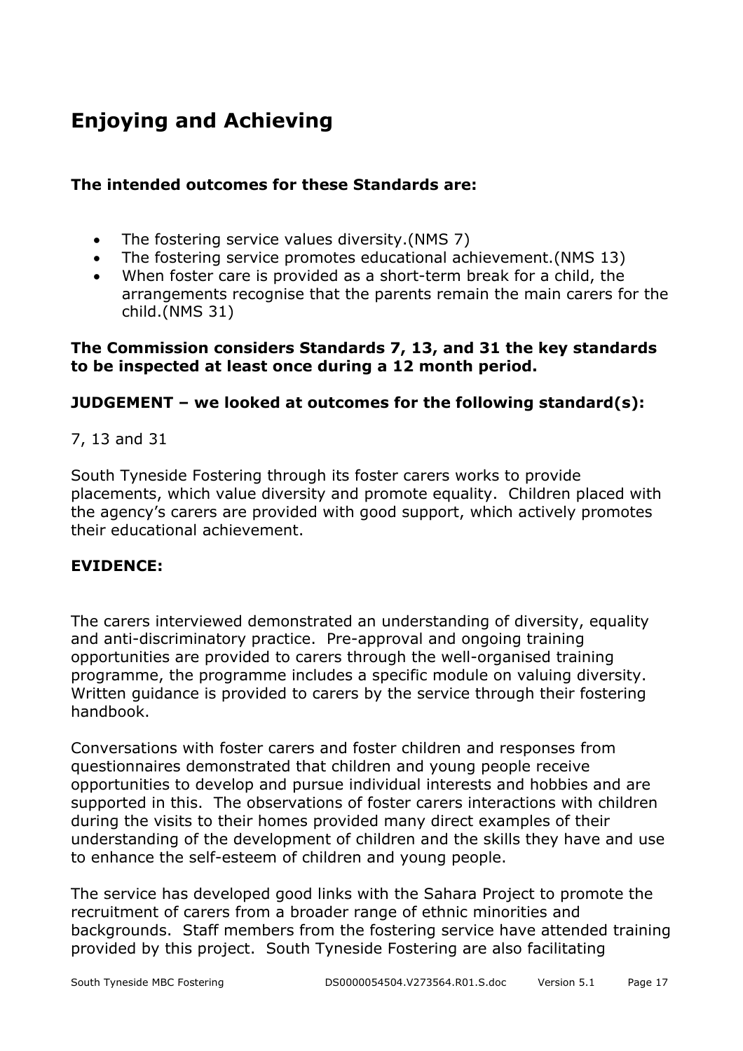## Enjoying and Achieving

**The intended outcomes for these Standards are:**

- The fostering service values diversity.(NMS 7)
- The fostering service promotes educational achievement.(NMS 13)
- When foster care is provided as a short-term break for a child, the arrangements recognise that the parents remain the main carers for the child.(NMS 31)

**The Commission considers Standards 7, 13, and 31 the key standards to be inspected at least once during a 12 month period.**

**JUDGEMENT – we looked at outcomes for the following standard(s):**

7, 13 and 31

South Tyneside Fostering through its foster carers works to provide placements, which value diversity and promote equality. Children placed with the agency's carers are provided with good support, which actively promotes their educational achievement.

**EVIDENCE:**

The carers interviewed demonstrated an understanding of diversity, equality and anti-discriminatory practice. Pre-approval and ongoing training opportunities are provided to carers through the well-organised training programme, the programme includes a specific module on valuing diversity. Written guidance is provided to carers by the service through their fostering handbook.

Conversations with foster carers and foster children and responses from questionnaires demonstrated that children and young people receive opportunities to develop and pursue individual interests and hobbies and are supported in this. The observations of foster carers interactions with children during the visits to their homes provided many direct examples of their understanding of the development of children and the skills they have and use to enhance the self-esteem of children and young people.

The service has developed good links with the Sahara Project to promote the recruitment of carers from a broader range of ethnic minorities and backgrounds. Staff members from the fostering service have attended training provided by this project. South Tyneside Fostering are also facilitating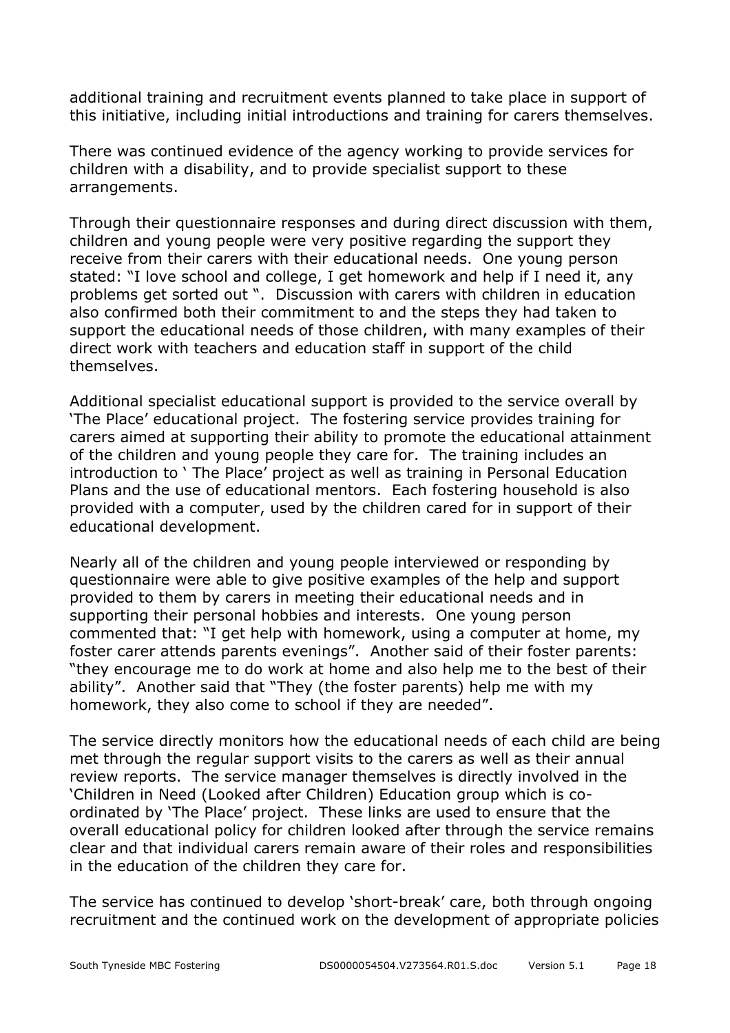additional training and recruitment events planned to take place in support of this initiative, including initial introductions and training for carers themselves.

There was continued evidence of the agency working to provide services for children with a disability, and to provide specialist support to these arrangements.

Through their questionnaire responses and during direct discussion with them, children and young people were very positive regarding the support they receive from their carers with their educational needs. One young person stated: "I love school and college, I get homework and help if I need it, any problems get sorted out ". Discussion with carers with children in education also confirmed both their commitment to and the steps they had taken to support the educational needs of those children, with many examples of their direct work with teachers and education staff in support of the child themselves.

Additional specialist educational support is provided to the service overall by 'The Place' educational project. The fostering service provides training for carers aimed at supporting their ability to promote the educational attainment of the children and young people they care for. The training includes an introduction to ' The Place' project as well as training in Personal Education Plans and the use of educational mentors. Each fostering household is also provided with a computer, used by the children cared for in support of their educational development.

Nearly all of the children and young people interviewed or responding by questionnaire were able to give positive examples of the help and support provided to them by carers in meeting their educational needs and in supporting their personal hobbies and interests. One young person commented that: "I get help with homework, using a computer at home, my foster carer attends parents evenings". Another said of their foster parents: "they encourage me to do work at home and also help me to the best of their ability". Another said that "They (the foster parents) help me with my homework, they also come to school if they are needed".

The service directly monitors how the educational needs of each child are being met through the regular support visits to the carers as well as their annual review reports. The service manager themselves is directly involved in the 'Children in Need (Looked after Children) Education group which is co-ordinated by 'The Place' project. These links are used to ensure that the overall educational policy for children looked after through the service remains clear and that individual carers remain aware of their roles and responsibilities in the education of the children they care for.

The service has continued to develop 'short-break' care, both through ongoing recruitment and the continued work on the development of appropriate policies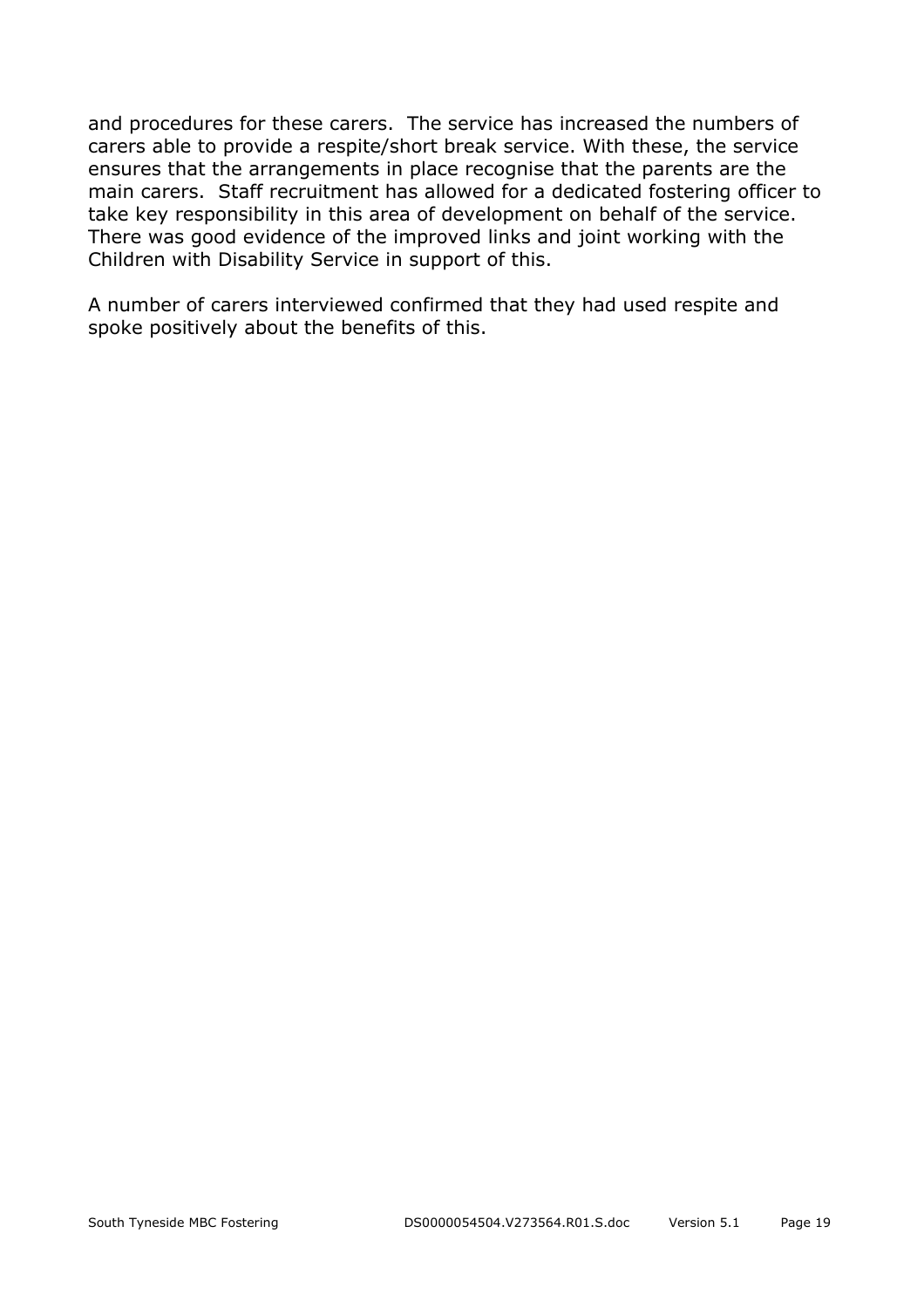and procedures for these carers. The service has increased the numbers of carers able to provide a respite/short break service. With these, the service ensures that the arrangements in place recognise that the parents are the main carers. Staff recruitment has allowed for a dedicated fostering officer to take key responsibility in this area of development on behalf of the service. There was good evidence of the improved links and joint working with the Children with Disability Service in support of this.

A number of carers interviewed confirmed that they had used respite and spoke positively about the benefits of this.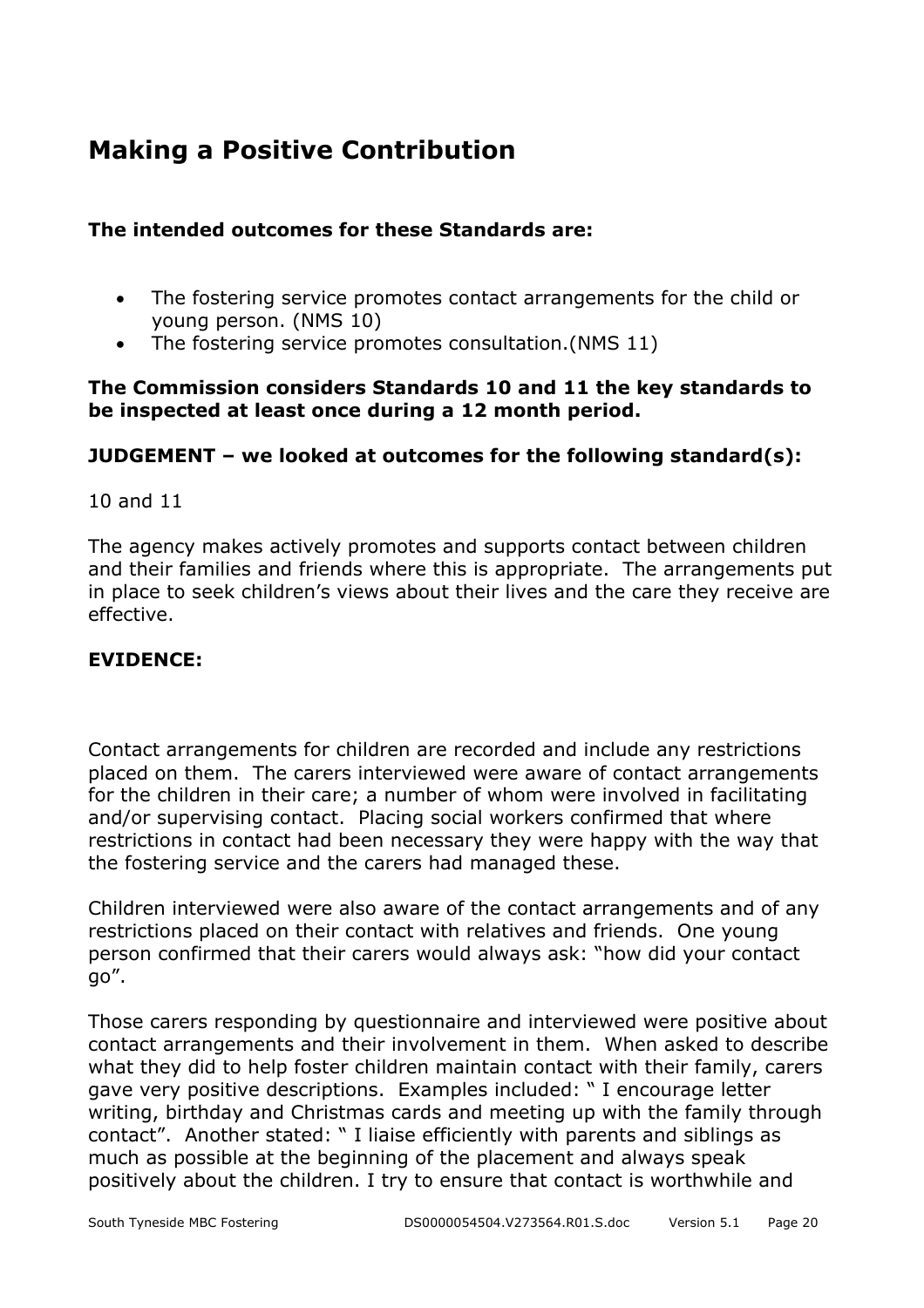## Making a Positive Contribution

**The intended outcomes for these Standards are:**

- The fostering service promotes contact arrangements for the child or young person. (NMS 10)
- The fostering service promotes consultation.(NMS 11)

**The Commission considers Standards 10 and 11 the key standards to be inspected at least once during a 12 month period.**

**JUDGEMENT – we looked at outcomes for the following standard(s):**

10 and 11

The agency makes actively promotes and supports contact between children and their families and friends where this is appropriate. The arrangements put in place to seek children's views about their lives and the care they receive are effective.

**EVIDENCE:**

Contact arrangements for children are recorded and include any restrictions placed on them. The carers interviewed were aware of contact arrangements for the children in their care; a number of whom were involved in facilitating and/or supervising contact. Placing social workers confirmed that where restrictions in contact had been necessary they were happy with the way that the fostering service and the carers had managed these.

Children interviewed were also aware of the contact arrangements and of any restrictions placed on their contact with relatives and friends. One young person confirmed that their carers would always ask: "how did your contact go".

Those carers responding by questionnaire and interviewed were positive about contact arrangements and their involvement in them. When asked to describe what they did to help foster children maintain contact with their family, carers gave very positive descriptions. Examples included: " I encourage letter writing, birthday and Christmas cards and meeting up with the family through contact". Another stated: " I liaise efficiently with parents and siblings as much as possible at the beginning of the placement and always speak positively about the children. I try to ensure that contact is worthwhile and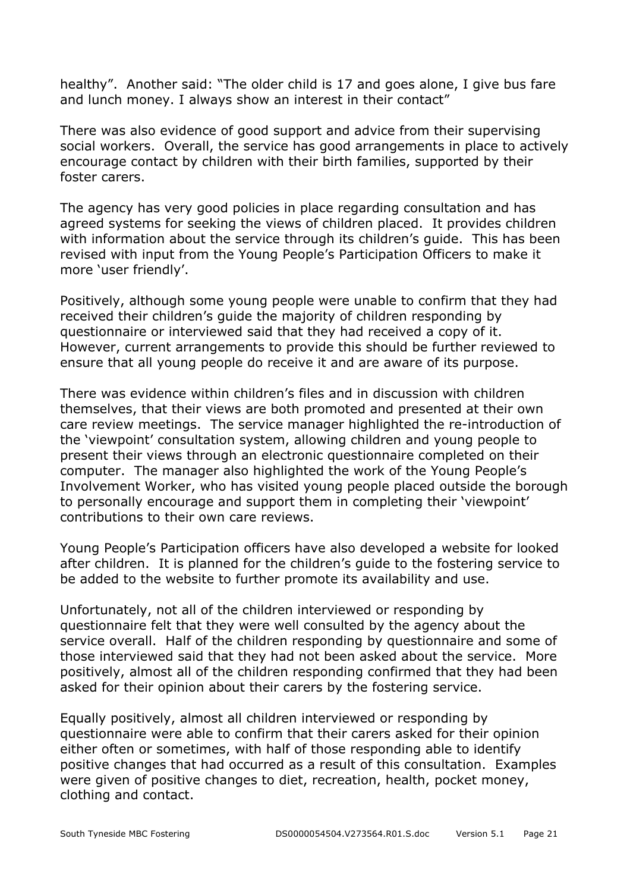healthy". Another said: "The older child is 17 and goes alone, I give bus fare and lunch money. I always show an interest in their contact"

There was also evidence of good support and advice from their supervising social workers. Overall, the service has good arrangements in place to actively encourage contact by children with their birth families, supported by their foster carers.

The agency has very good policies in place regarding consultation and has agreed systems for seeking the views of children placed. It provides children with information about the service through its children's guide. This has been revised with input from the Young People's Participation Officers to make it more 'user friendly'.

Positively, although some young people were unable to confirm that they had received their children's guide the majority of children responding by questionnaire or interviewed said that they had received a copy of it. However, current arrangements to provide this should be further reviewed to ensure that all young people do receive it and are aware of its purpose.

There was evidence within children's files and in discussion with children themselves, that their views are both promoted and presented at their own care review meetings. The service manager highlighted the re-introduction of the 'viewpoint' consultation system, allowing children and young people to present their views through an electronic questionnaire completed on their computer. The manager also highlighted the work of the Young People's Involvement Worker, who has visited young people placed outside the borough to personally encourage and support them in completing their 'viewpoint' contributions to their own care reviews.

Young People's Participation officers have also developed a website for looked after children. It is planned for the children's guide to the fostering service to be added to the website to further promote its availability and use.

Unfortunately, not all of the children interviewed or responding by questionnaire felt that they were well consulted by the agency about the service overall. Half of the children responding by questionnaire and some of those interviewed said that they had not been asked about the service. More positively, almost all of the children responding confirmed that they had been asked for their opinion about their carers by the fostering service.

Equally positively, almost all children interviewed or responding by questionnaire were able to confirm that their carers asked for their opinion either often or sometimes, with half of those responding able to identify positive changes that had occurred as a result of this consultation. Examples were given of positive changes to diet, recreation, health, pocket money, clothing and contact.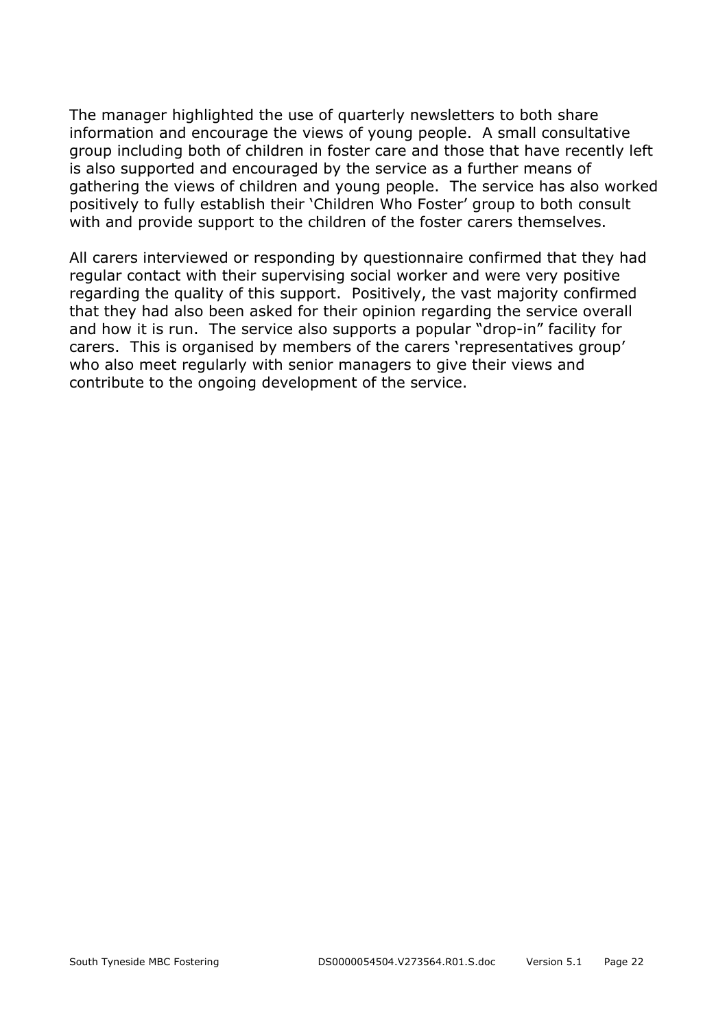The manager highlighted the use of quarterly newsletters to both share information and encourage the views of young people. A small consultative group including both of children in foster care and those that have recently left is also supported and encouraged by the service as a further means of gathering the views of children and young people. The service has also worked positively to fully establish their 'Children Who Foster' group to both consult with and provide support to the children of the foster carers themselves.

All carers interviewed or responding by questionnaire confirmed that they had regular contact with their supervising social worker and were very positive regarding the quality of this support. Positively, the vast majority confirmed that they had also been asked for their opinion regarding the service overall and how it is run. The service also supports a popular "drop-in" facility for carers. This is organised by members of the carers 'representatives group' who also meet regularly with senior managers to give their views and contribute to the ongoing development of the service.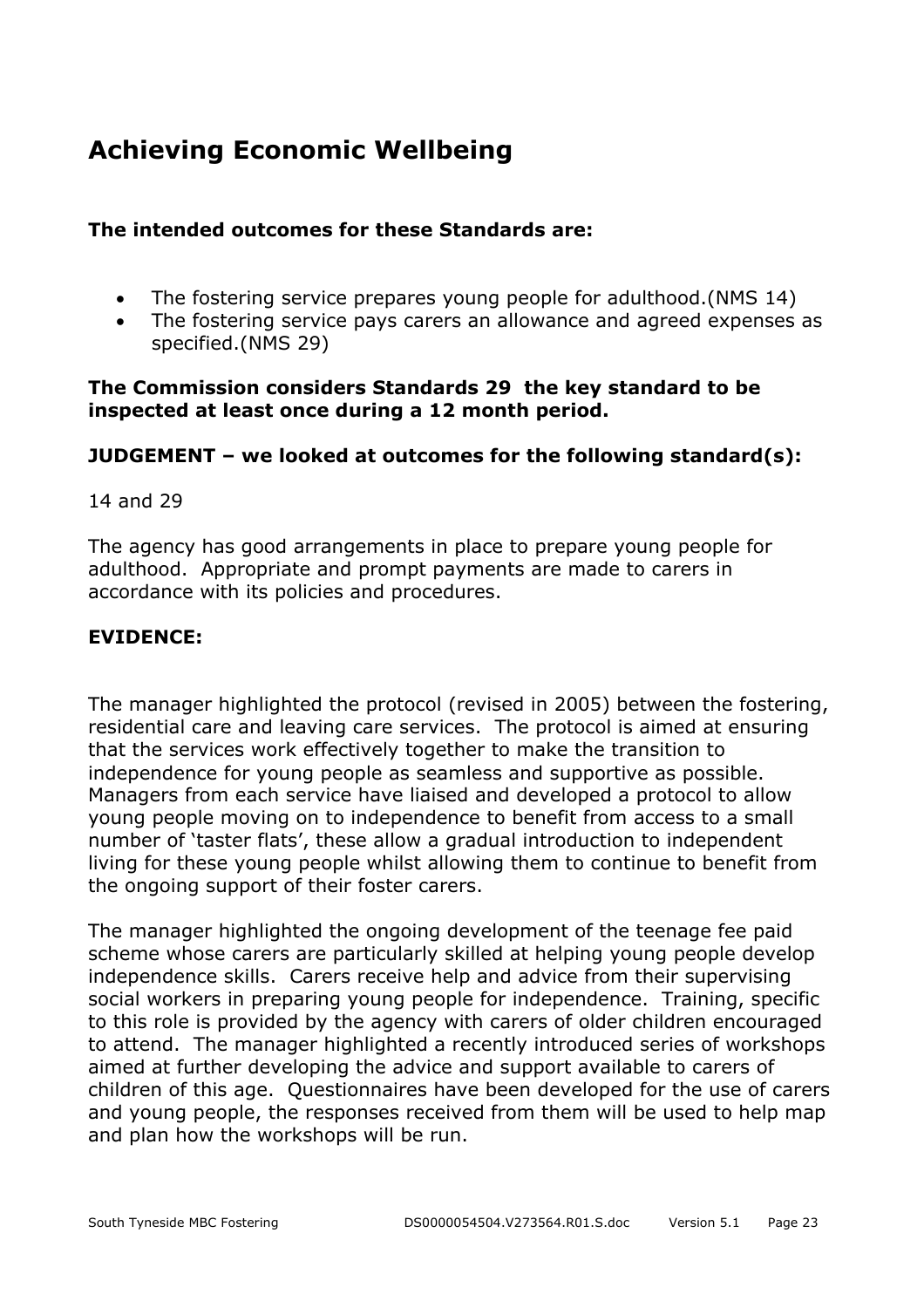# Achieving Economic Wellbeing

**The intended outcomes for these Standards are:**

- The fostering service prepares young people for adulthood.(NMS 14)
- The fostering service pays carers an allowance and agreed expenses as specified.(NMS 29)

**The Commission considers Standards 29 the key standard to be inspected at least once during a 12 month period.**

**JUDGEMENT – we looked at outcomes for the following standard(s):**

14 and 29

The agency has good arrangements in place to prepare young people for adulthood. Appropriate and prompt payments are made to carers in accordance with its policies and procedures.

**EVIDENCE:**

The manager highlighted the protocol (revised in 2005) between the fostering, residential care and leaving care services. The protocol is aimed at ensuring that the services work effectively together to make the transition to independence for young people as seamless and supportive as possible. Managers from each service have liaised and developed a protocol to allow young people moving on to independence to benefit from access to a small number of 'taster flats', these allow a gradual introduction to independent living for these young people whilst allowing them to continue to benefit from the ongoing support of their foster carers.

The manager highlighted the ongoing development of the teenage fee paid scheme whose carers are particularly skilled at helping young people develop independence skills. Carers receive help and advice from their supervising social workers in preparing young people for independence. Training, specific to this role is provided by the agency with carers of older children encouraged to attend. The manager highlighted a recently introduced series of workshops aimed at further developing the advice and support available to carers of children of this age. Questionnaires have been developed for the use of carers and young people, the responses received from them will be used to help map and plan how the workshops will be run.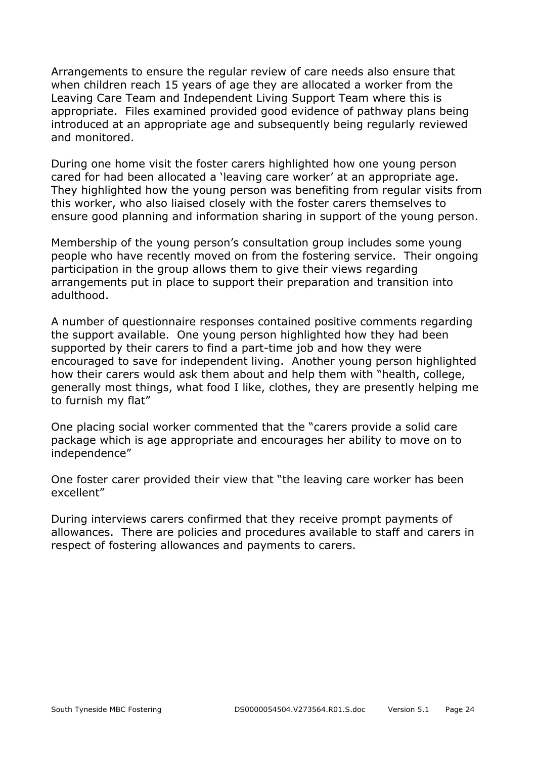Arrangements to ensure the regular review of care needs also ensure that when children reach 15 years of age they are allocated a worker from the Leaving Care Team and Independent Living Support Team where this is appropriate. Files examined provided good evidence of pathway plans being introduced at an appropriate age and subsequently being regularly reviewed and monitored.

During one home visit the foster carers highlighted how one young person cared for had been allocated a 'leaving care worker' at an appropriate age. They highlighted how the young person was benefiting from regular visits from this worker, who also liaised closely with the foster carers themselves to ensure good planning and information sharing in support of the young person.

Membership of the young person's consultation group includes some young people who have recently moved on from the fostering service. Their ongoing participation in the group allows them to give their views regarding arrangements put in place to support their preparation and transition into adulthood.

A number of questionnaire responses contained positive comments regarding the support available. One young person highlighted how they had been supported by their carers to find a part-time job and how they were encouraged to save for independent living. Another young person highlighted how their carers would ask them about and help them with "health, college, generally most things, what food I like, clothes, they are presently helping me to furnish my flat"

One placing social worker commented that the "carers provide a solid care package which is age appropriate and encourages her ability to move on to independence"

One foster carer provided their view that "the leaving care worker has been excellent"

During interviews carers confirmed that they receive prompt payments of allowances. There are policies and procedures available to staff and carers in respect of fostering allowances and payments to carers.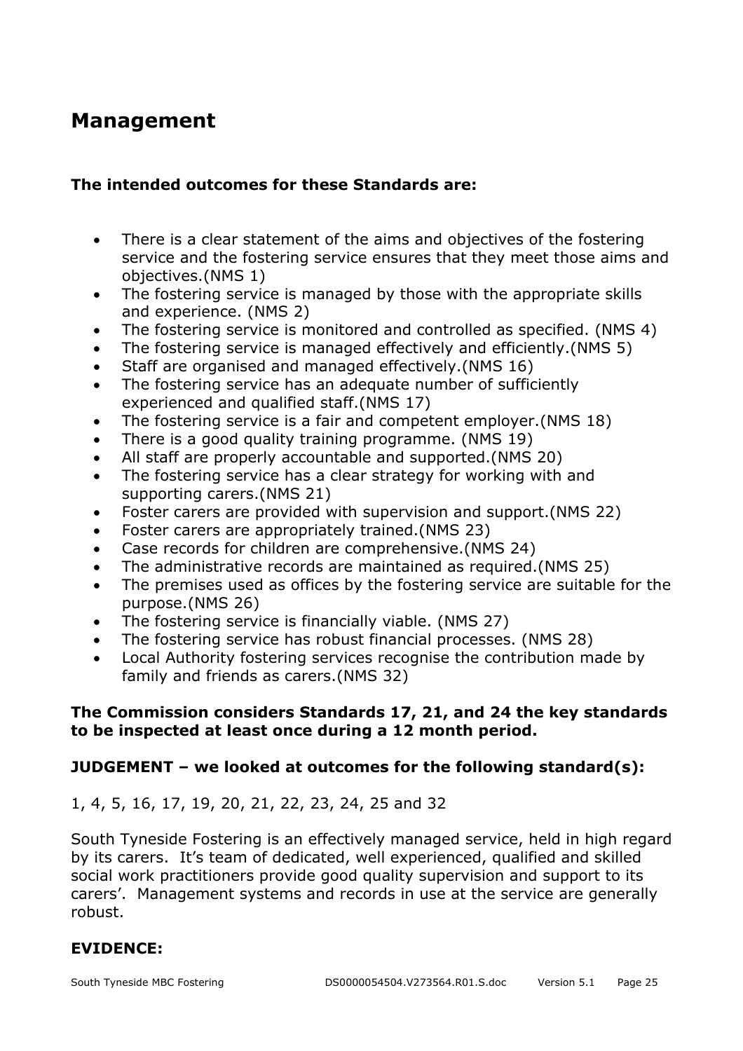# Management

**The intended outcomes for these Standards are:**

- There is a clear statement of the aims and objectives of the fostering service and the fostering service ensures that they meet those aims and objectives.(NMS 1)
- The fostering service is managed by those with the appropriate skills and experience. (NMS 2)
- The fostering service is monitored and controlled as specified. (NMS 4)
- The fostering service is managed effectively and efficiently.(NMS 5)
- Staff are organised and managed effectively.(NMS 16)
- The fostering service has an adequate number of sufficiently experienced and qualified staff.(NMS 17)
- The fostering service is a fair and competent employer.(NMS 18)
- There is a good quality training programme. (NMS 19)
- All staff are properly accountable and supported.(NMS 20)
- The fostering service has a clear strategy for working with and supporting carers.(NMS 21)
- Foster carers are provided with supervision and support.(NMS 22)
- Foster carers are appropriately trained.(NMS 23)
- Case records for children are comprehensive.(NMS 24)
- The administrative records are maintained as required.(NMS 25)
- The premises used as offices by the fostering service are suitable for the purpose.(NMS 26)
- The fostering service is financially viable. (NMS 27)
- The fostering service has robust financial processes. (NMS 28)
- Local Authority fostering services recognise the contribution made by family and friends as carers.(NMS 32)

**The Commission considers Standards 17, 21, and 24 the key standards to be inspected at least once during a 12 month period.**

**JUDGEMENT – we looked at outcomes for the following standard(s):**

1, 4, 5, 16, 17, 19, 20, 21, 22, 23, 24, 25 and 32

South Tyneside Fostering is an effectively managed service, held in high regard by its carers. It's team of dedicated, well experienced, qualified and skilled social work practitioners provide good quality supervision and support to its carers'. Management systems and records in use at the service are generally robust.

**EVIDENCE:**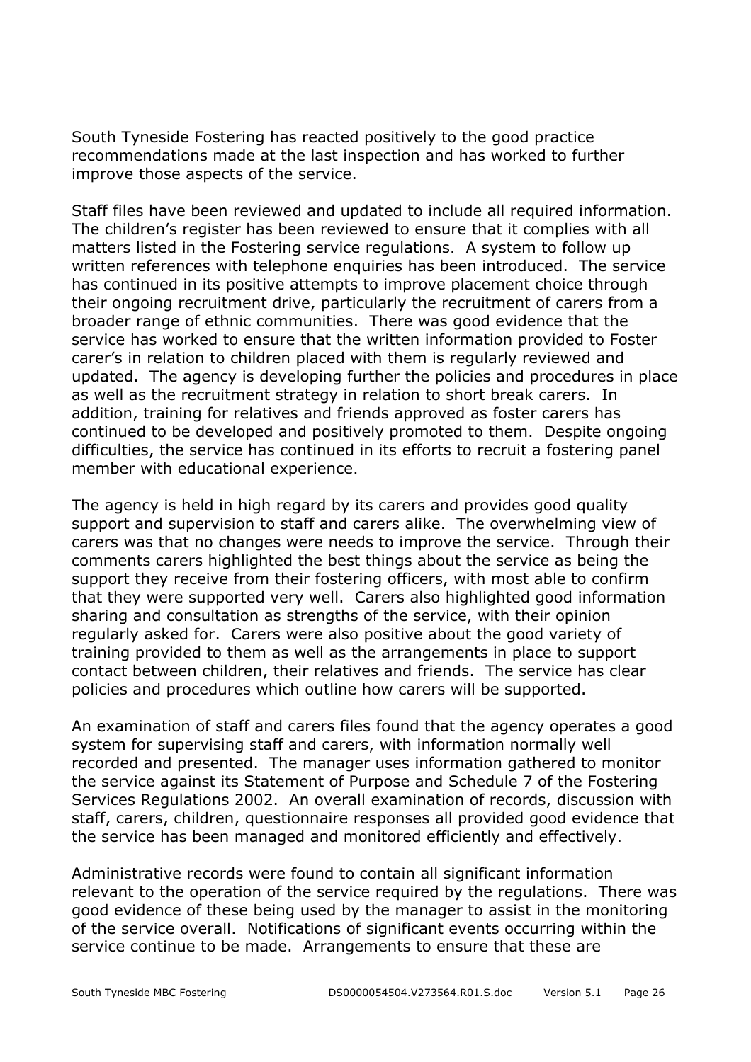South Tyneside Fostering has reacted positively to the good practice recommendations made at the last inspection and has worked to further improve those aspects of the service.

Staff files have been reviewed and updated to include all required information. The children's register has been reviewed to ensure that it complies with all matters listed in the Fostering service regulations. A system to follow up written references with telephone enquiries has been introduced. The service has continued in its positive attempts to improve placement choice through their ongoing recruitment drive, particularly the recruitment of carers from a broader range of ethnic communities. There was good evidence that the service has worked to ensure that the written information provided to Foster carer's in relation to children placed with them is regularly reviewed and updated. The agency is developing further the policies and procedures in place as well as the recruitment strategy in relation to short break carers. In addition, training for relatives and friends approved as foster carers has continued to be developed and positively promoted to them. Despite ongoing difficulties, the service has continued in its efforts to recruit a fostering panel member with educational experience.

The agency is held in high regard by its carers and provides good quality support and supervision to staff and carers alike. The overwhelming view of carers was that no changes were needs to improve the service. Through their comments carers highlighted the best things about the service as being the support they receive from their fostering officers, with most able to confirm that they were supported very well. Carers also highlighted good information sharing and consultation as strengths of the service, with their opinion regularly asked for. Carers were also positive about the good variety of training provided to them as well as the arrangements in place to support contact between children, their relatives and friends. The service has clear policies and procedures which outline how carers will be supported.

An examination of staff and carers files found that the agency operates a good system for supervising staff and carers, with information normally well recorded and presented. The manager uses information gathered to monitor the service against its Statement of Purpose and Schedule 7 of the Fostering Services Regulations 2002. An overall examination of records, discussion with staff, carers, children, questionnaire responses all provided good evidence that the service has been managed and monitored efficiently and effectively.

Administrative records were found to contain all significant information relevant to the operation of the service required by the regulations. There was good evidence of these being used by the manager to assist in the monitoring of the service overall. Notifications of significant events occurring within the service continue to be made. Arrangements to ensure that these are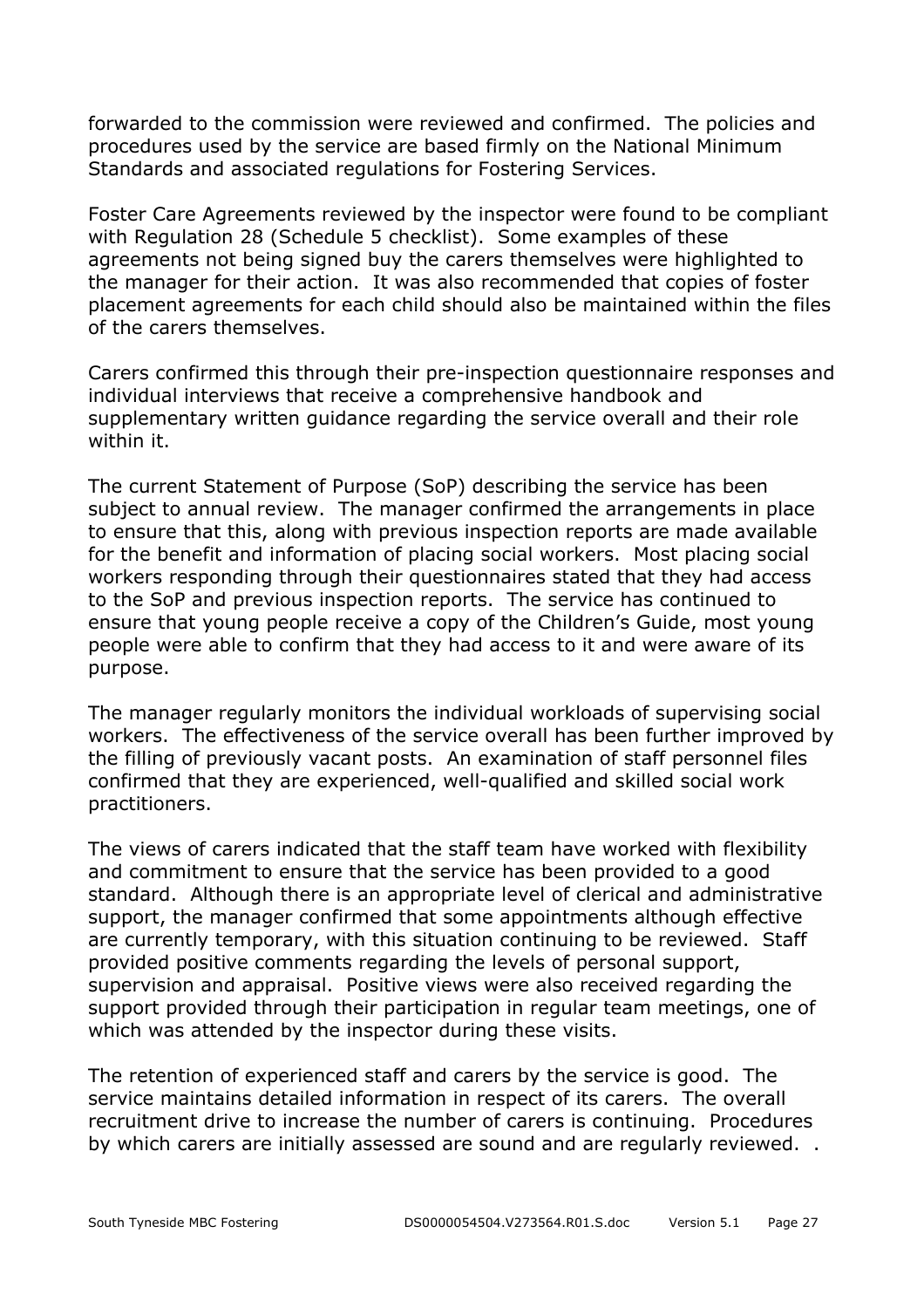forwarded to the commission were reviewed and confirmed. The policies and procedures used by the service are based firmly on the National Minimum Standards and associated regulations for Fostering Services.

Foster Care Agreements reviewed by the inspector were found to be compliant with Regulation 28 (Schedule 5 checklist). Some examples of these agreements not being signed buy the carers themselves were highlighted to the manager for their action. It was also recommended that copies of foster placement agreements for each child should also be maintained within the files of the carers themselves.

Carers confirmed this through their pre-inspection questionnaire responses and individual interviews that receive a comprehensive handbook and supplementary written guidance regarding the service overall and their role within it.

The current Statement of Purpose (SoP) describing the service has been subject to annual review. The manager confirmed the arrangements in place to ensure that this, along with previous inspection reports are made available for the benefit and information of placing social workers. Most placing social workers responding through their questionnaires stated that they had access to the SoP and previous inspection reports. The service has continued to ensure that young people receive a copy of the Children's Guide, most young people were able to confirm that they had access to it and were aware of its purpose.

The manager regularly monitors the individual workloads of supervising social workers. The effectiveness of the service overall has been further improved by the filling of previously vacant posts. An examination of staff personnel files confirmed that they are experienced, well-qualified and skilled social work practitioners.

The views of carers indicated that the staff team have worked with flexibility and commitment to ensure that the service has been provided to a good standard. Although there is an appropriate level of clerical and administrative support, the manager confirmed that some appointments although effective are currently temporary, with this situation continuing to be reviewed. Staff provided positive comments regarding the levels of personal support, supervision and appraisal. Positive views were also received regarding the support provided through their participation in regular team meetings, one of which was attended by the inspector during these visits.

The retention of experienced staff and carers by the service is good. The service maintains detailed information in respect of its carers. The overall recruitment drive to increase the number of carers is continuing. Procedures by which carers are initially assessed are sound and are regularly reviewed. .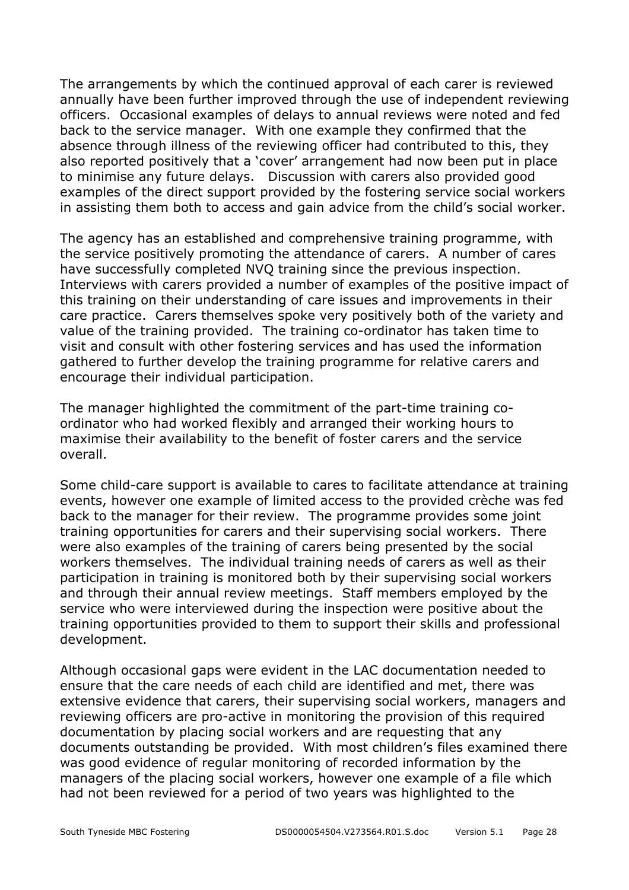The arrangements by which the continued approval of each carer is reviewed annually have been further improved through the use of independent reviewing officers. Occasional examples of delays to annual reviews were noted and fed back to the service manager. With one example they confirmed that the absence through illness of the reviewing officer had contributed to this, they also reported positively that a 'cover' arrangement had now been put in place to minimise any future delays. Discussion with carers also provided good examples of the direct support provided by the fostering service social workers in assisting them both to access and gain advice from the child's social worker.

The agency has an established and comprehensive training programme, with the service positively promoting the attendance of carers. A number of cares have successfully completed NVQ training since the previous inspection. Interviews with carers provided a number of examples of the positive impact of this training on their understanding of care issues and improvements in their care practice. Carers themselves spoke very positively both of the variety and value of the training provided. The training co-ordinator has taken time to visit and consult with other fostering services and has used the information gathered to further develop the training programme for relative carers and encourage their individual participation.

The manager highlighted the commitment of the part-time training co-ordinator who had worked flexibly and arranged their working hours to maximise their availability to the benefit of foster carers and the service overall.

Some child-care support is available to cares to facilitate attendance at training events, however one example of limited access to the provided crèche was fed back to the manager for their review. The programme provides some joint training opportunities for carers and their supervising social workers. There were also examples of the training of carers being presented by the social workers themselves. The individual training needs of carers as well as their participation in training is monitored both by their supervising social workers and through their annual review meetings. Staff members employed by the service who were interviewed during the inspection were positive about the training opportunities provided to them to support their skills and professional development.

Although occasional gaps were evident in the LAC documentation needed to ensure that the care needs of each child are identified and met, there was extensive evidence that carers, their supervising social workers, managers and reviewing officers are pro-active in monitoring the provision of this required documentation by placing social workers and are requesting that any documents outstanding be provided. With most children's files examined there was good evidence of regular monitoring of recorded information by the managers of the placing social workers, however one example of a file which had not been reviewed for a period of two years was highlighted to the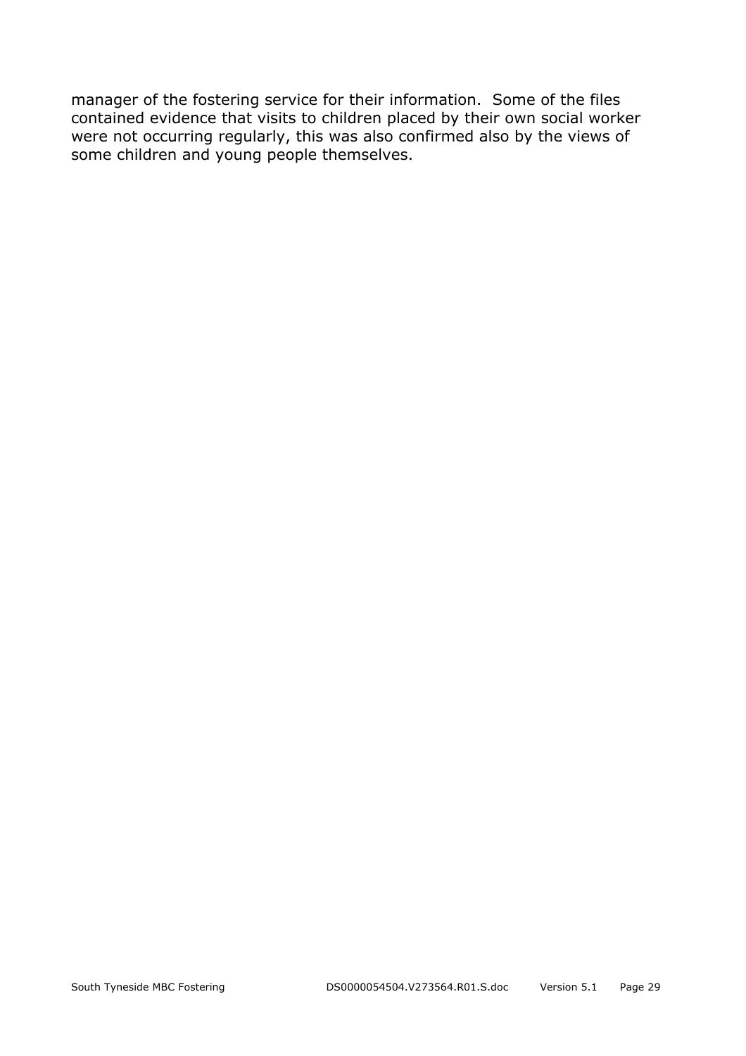manager of the fostering service for their information.  Some of the files contained evidence that visits to children placed by their own social worker were not occurring regularly, this was also confirmed also by the views of some children and young people themselves.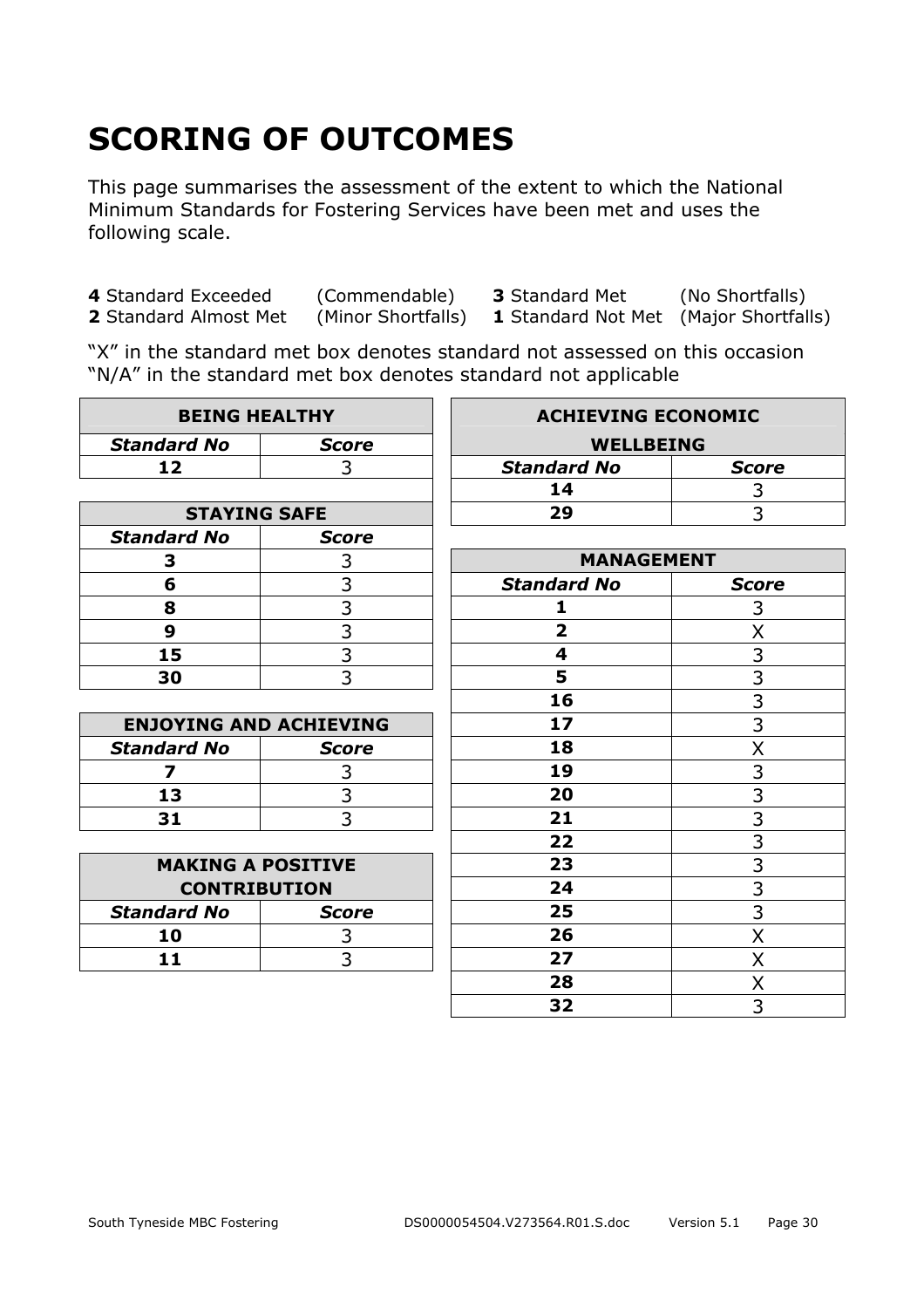# SCORING OF OUTCOMES

This page summarises the assessment of the extent to which the National Minimum Standards for Fostering Services have been met and uses the following scale.

| | | | |
|---|---|---|---|
| **4** Standard Exceeded | (Commendable) | **3** Standard Met | (No Shortfalls) |
| **2** Standard Almost Met | (Minor Shortfalls) | **1** Standard Not Met | (Major Shortfalls) |

"X" in the standard met box denotes standard not assessed on this occasion
"N/A" in the standard met box denotes standard not applicable

| BEING HEALTHY | |
|---|---|
| ***Standard No*** | ***Score*** |
| **12** | 3 |

| STAYING SAFE | |
|---|---|
| ***Standard No*** | ***Score*** |
| **3** | 3 |
| **6** | 3 |
| **8** | 3 |
| **9** | 3 |
| **15** | 3 |
| **30** | 3 |

| ENJOYING AND ACHIEVING | |
|---|---|
| ***Standard No*** | ***Score*** |
| **7** | 3 |
| **13** | 3 |
| **31** | 3 |

| MAKING A POSITIVE CONTRIBUTION | |
|---|---|
| ***Standard No*** | ***Score*** |
| **10** | 3 |
| **11** | 3 |

| ACHIEVING ECONOMIC WELLBEING | |
|---|---|
| ***Standard No*** | ***Score*** |
| **14** | 3 |
| **29** | 3 |

| MANAGEMENT | |
|---|---|
| ***Standard No*** | ***Score*** |
| **1** | 3 |
| **2** | X |
| **4** | 3 |
| **5** | 3 |
| **16** | 3 |
| **17** | 3 |
| **18** | X |
| **19** | 3 |
| **20** | 3 |
| **21** | 3 |
| **22** | 3 |
| **23** | 3 |
| **24** | 3 |
| **25** | 3 |
| **26** | X |
| **27** | X |
| **28** | X |
| **32** | 3 |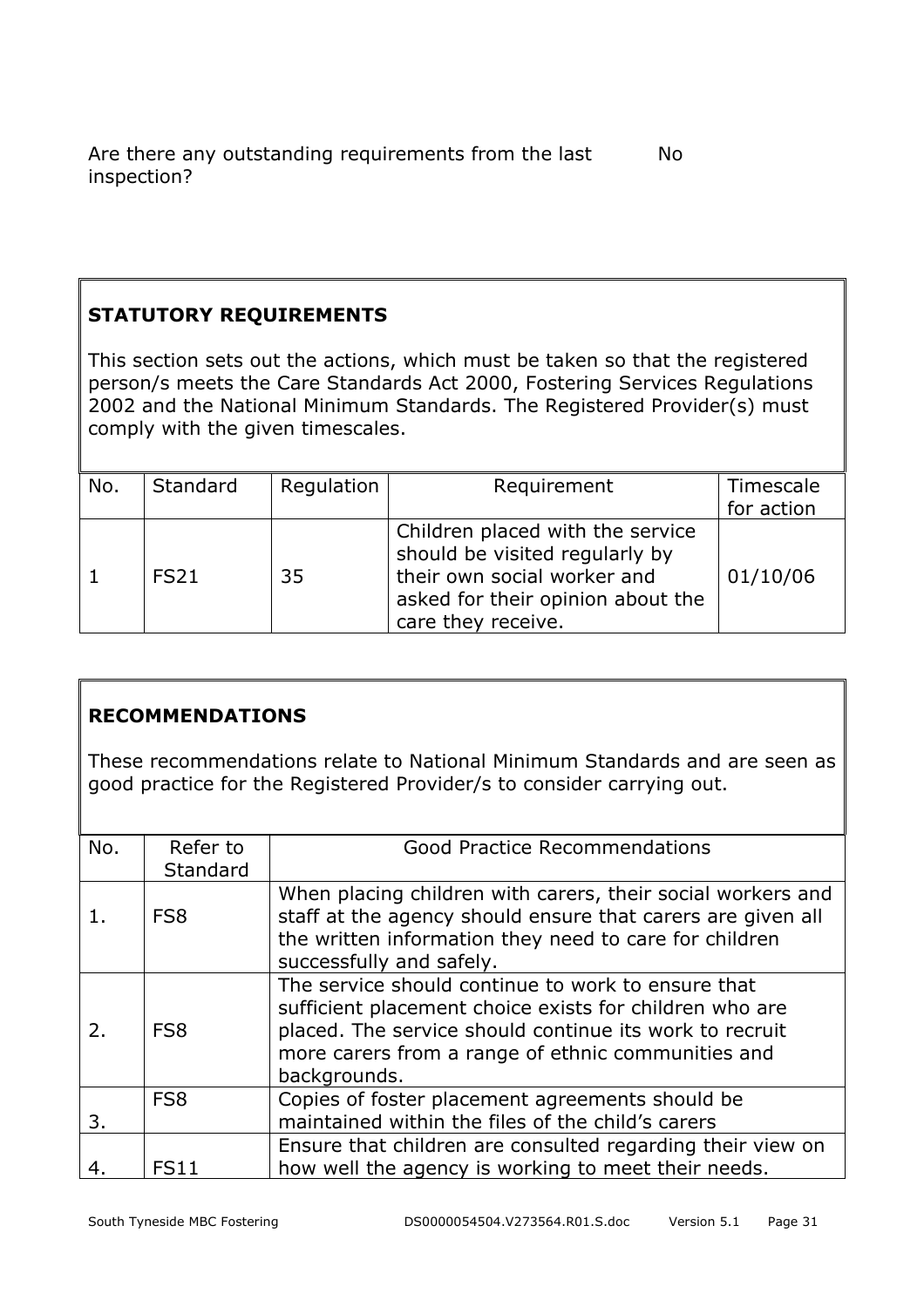Are there any outstanding requirements from the last inspection? No

## STATUTORY REQUIREMENTS

This section sets out the actions, which must be taken so that the registered person/s meets the Care Standards Act 2000, Fostering Services Regulations 2002 and the National Minimum Standards. The Registered Provider(s) must comply with the given timescales.

| No. | Standard | Regulation | Requirement | Timescale for action |
|---|---|---|---|---|
| 1 | FS21 | 35 | Children placed with the service should be visited regularly by their own social worker and asked for their opinion about the care they receive. | 01/10/06 |

## RECOMMENDATIONS

These recommendations relate to National Minimum Standards and are seen as good practice for the Registered Provider/s to consider carrying out.

| No. | Refer to Standard | Good Practice Recommendations |
|---|---|---|
| 1. | FS8 | When placing children with carers, their social workers and staff at the agency should ensure that carers are given all the written information they need to care for children successfully and safely. |
| 2. | FS8 | The service should continue to work to ensure that sufficient placement choice exists for children who are placed. The service should continue its work to recruit more carers from a range of ethnic communities and backgrounds. |
| 3. | FS8 | Copies of foster placement agreements should be maintained within the files of the child's carers |
| 4. | FS11 | Ensure that children are consulted regarding their view on how well the agency is working to meet their needs. |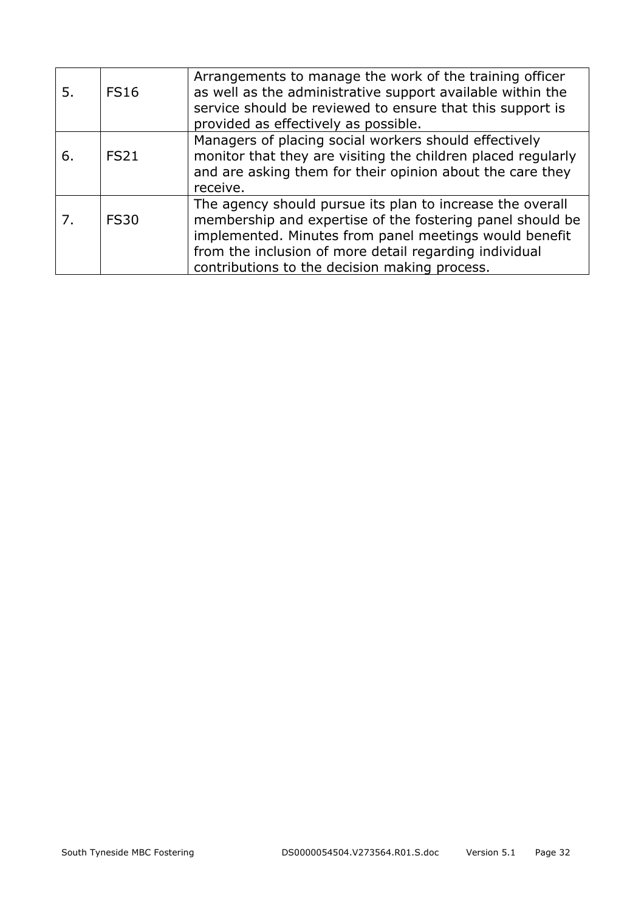| | | |
|---|---|---|
| 5. | FS16 | Arrangements to manage the work of the training officer as well as the administrative support available within the service should be reviewed to ensure that this support is provided as effectively as possible. |
| 6. | FS21 | Managers of placing social workers should effectively monitor that they are visiting the children placed regularly and are asking them for their opinion about the care they receive. |
| 7. | FS30 | The agency should pursue its plan to increase the overall membership and expertise of the fostering panel should be implemented. Minutes from panel meetings would benefit from the inclusion of more detail regarding individual contributions to the decision making process. |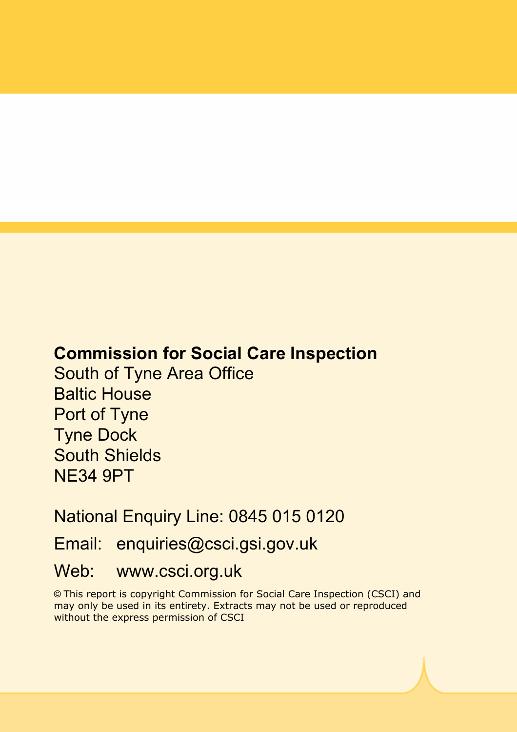**Commission for Social Care Inspection**
South of Tyne Area Office
Baltic House
Port of Tyne
Tyne Dock
South Shields
NE34 9PT

National Enquiry Line: 0845 015 0120

Email: enquiries@csci.gsi.gov.uk

Web: www.csci.org.uk

© This report is copyright Commission for Social Care Inspection (CSCI) and may only be used in its entirety. Extracts may not be used or reproduced without the express permission of CSCI